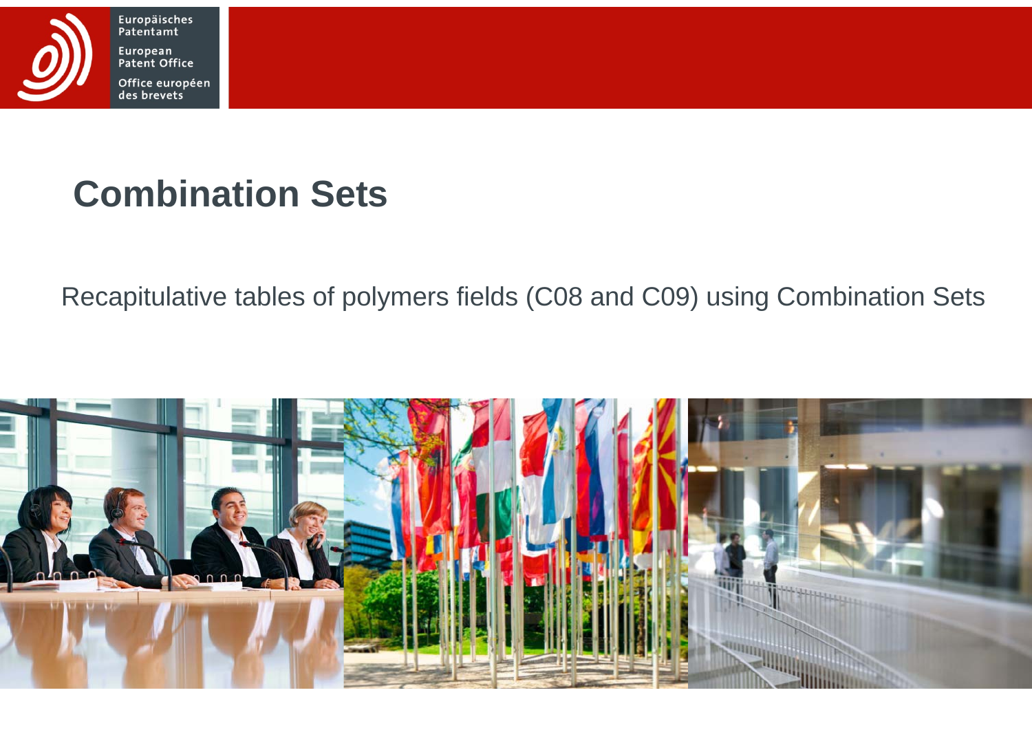# Combination Sets

Recapitulative tables of polymers fields (C08 and C09) using Combination Sets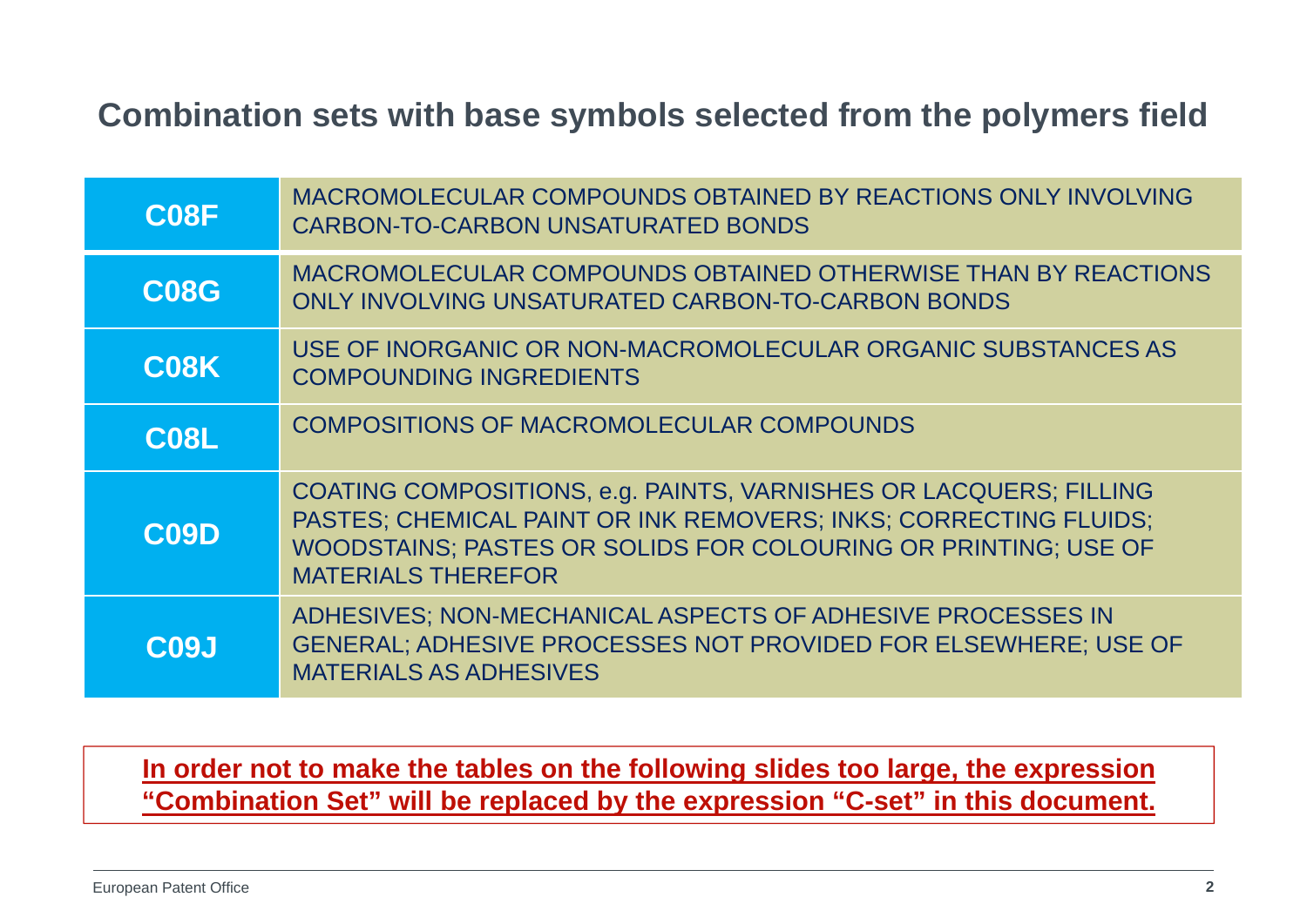## Combination sets with base symbols selected from the polymers field

| | |
|---|---|
| **C08F** | MACROMOLECULAR COMPOUNDS OBTAINED BY REACTIONS ONLY INVOLVING CARBON-TO-CARBON UNSATURATED BONDS |
| **C08G** | MACROMOLECULAR COMPOUNDS OBTAINED OTHERWISE THAN BY REACTIONS ONLY INVOLVING UNSATURATED CARBON-TO-CARBON BONDS |
| **C08K** | USE OF INORGANIC OR NON-MACROMOLECULAR ORGANIC SUBSTANCES AS COMPOUNDING INGREDIENTS |
| **C08L** | COMPOSITIONS OF MACROMOLECULAR COMPOUNDS |
| **C09D** | COATING COMPOSITIONS, e.g. PAINTS, VARNISHES OR LACQUERS; FILLING PASTES; CHEMICAL PAINT OR INK REMOVERS; INKS; CORRECTING FLUIDS; WOODSTAINS; PASTES OR SOLIDS FOR COLOURING OR PRINTING; USE OF MATERIALS THEREFOR |
| **C09J** | ADHESIVES; NON-MECHANICAL ASPECTS OF ADHESIVE PROCESSES IN GENERAL; ADHESIVE PROCESSES NOT PROVIDED FOR ELSEWHERE; USE OF MATERIALS AS ADHESIVES |

**In order not to make the tables on the following slides too large, the expression "Combination Set" will be replaced by the expression "C-set" in this document.**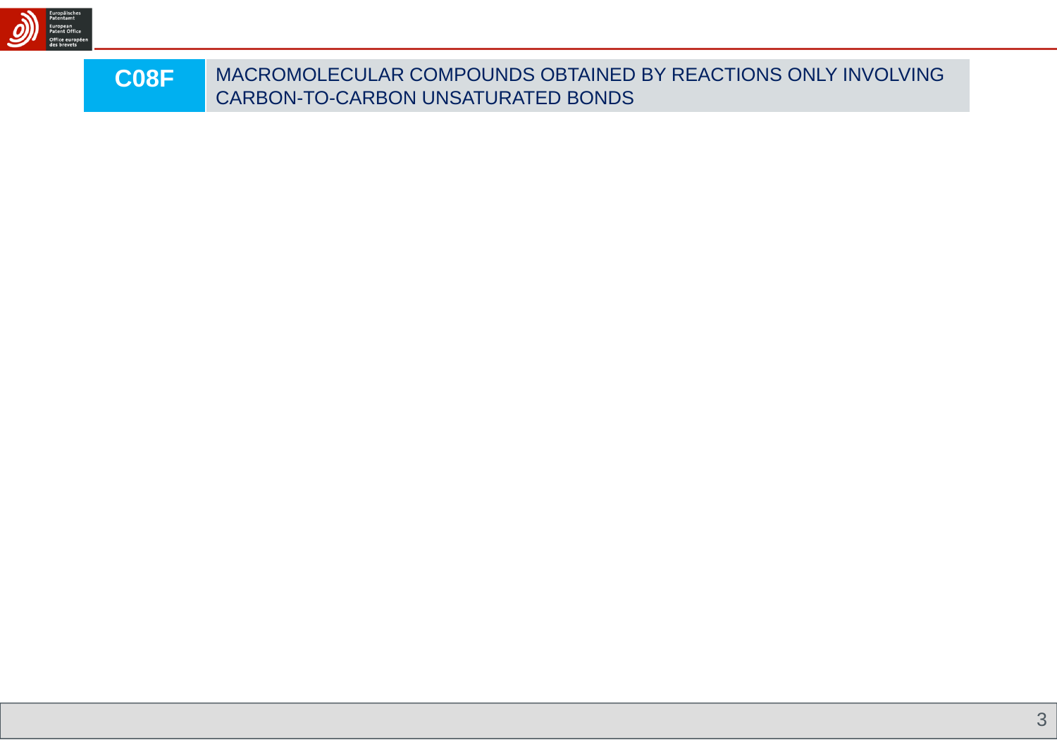# C08F MACROMOLECULAR COMPOUNDS OBTAINED BY REACTIONS ONLY INVOLVING CARBON-TO-CARBON UNSATURATED BONDS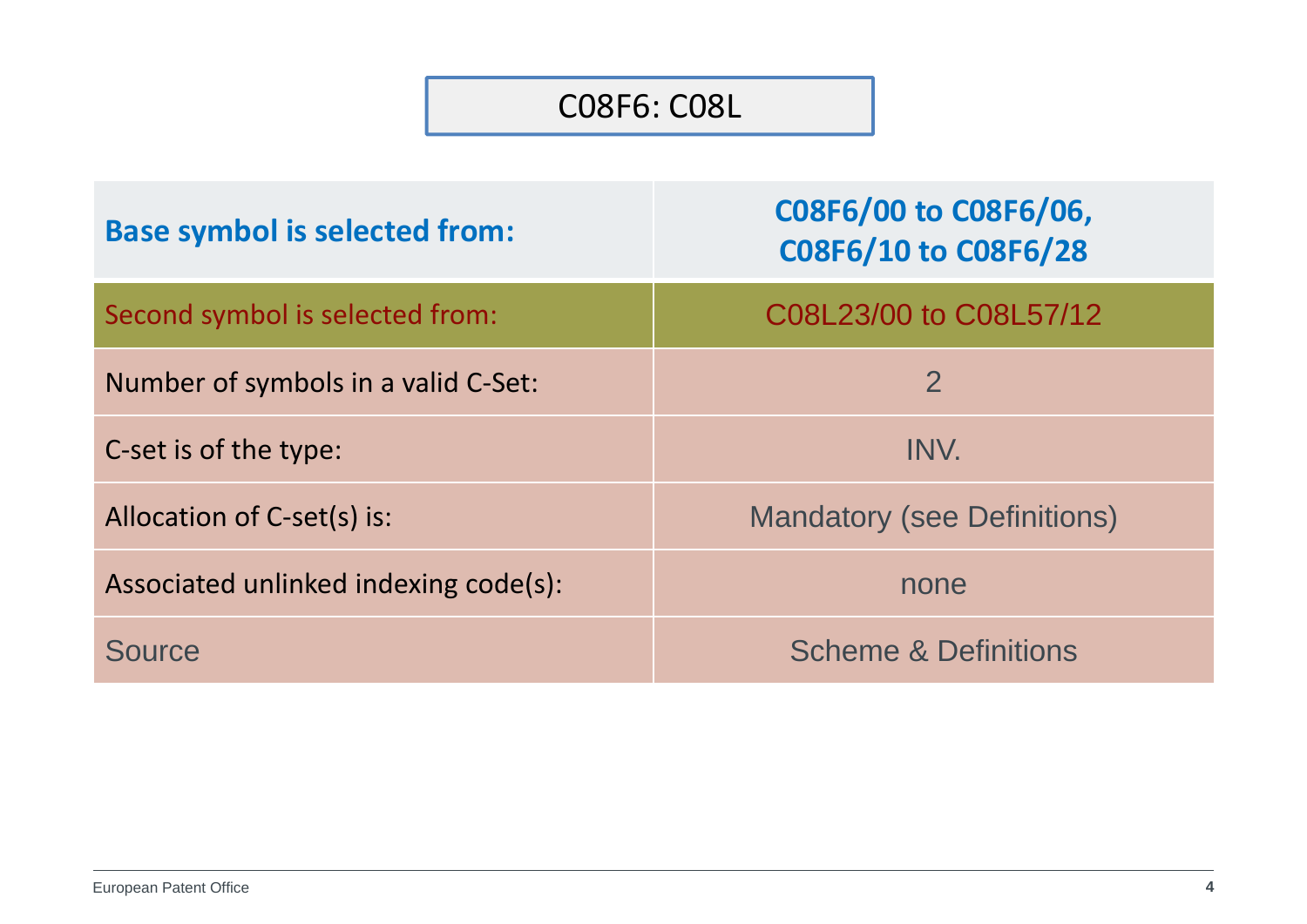# C08F6: C08L

| Base symbol is selected from: | C08F6/00 to C08F6/06, C08F6/10 to C08F6/28 |
| --- | --- |
| Second symbol is selected from: | C08L23/00 to C08L57/12 |
| Number of symbols in a valid C-Set: | 2 |
| C-set is of the type: | INV. |
| Allocation of C-set(s) is: | Mandatory (see Definitions) |
| Associated unlinked indexing code(s): | none |
| Source | Scheme & Definitions |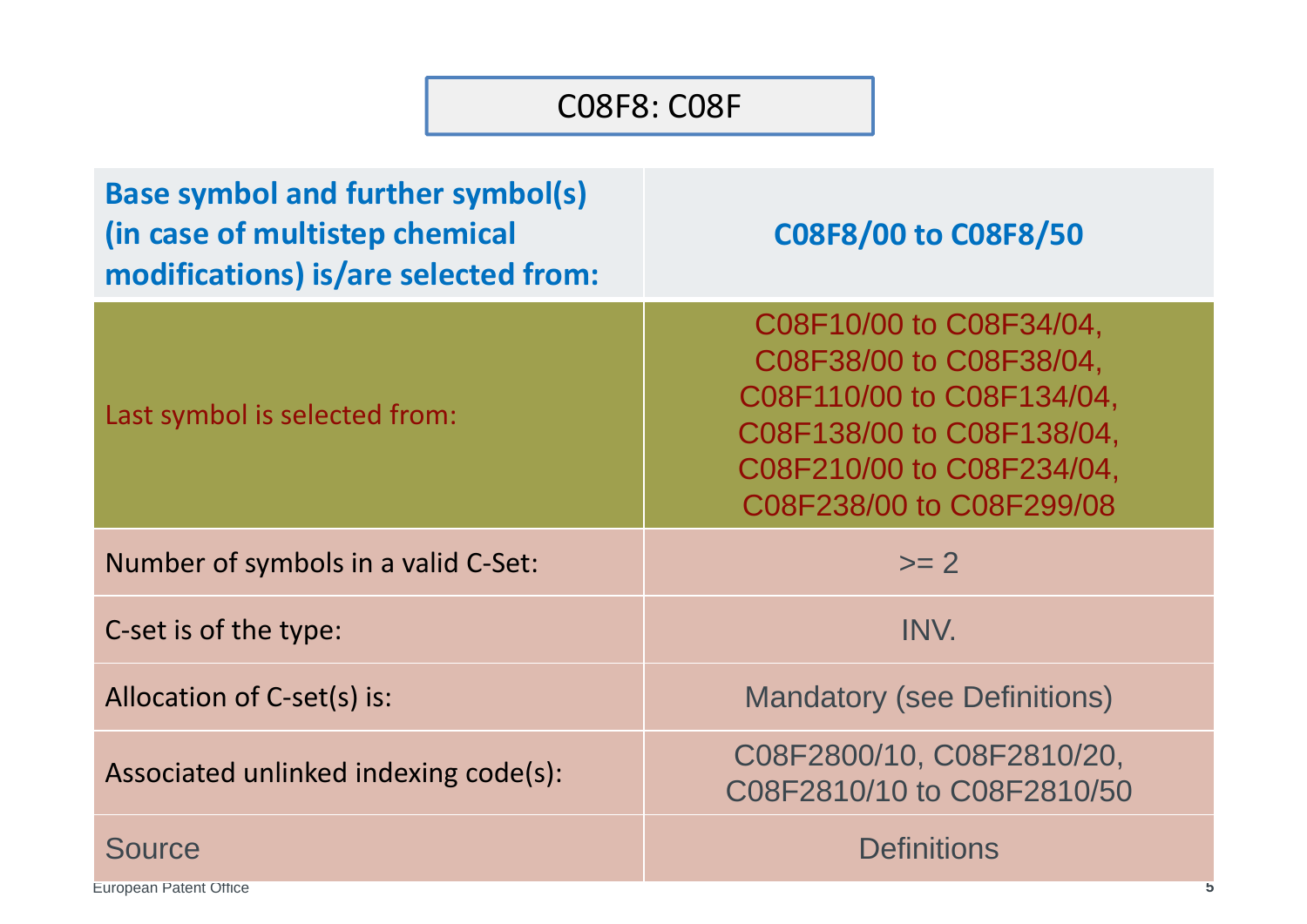## C08F8: C08F

| Base symbol and further symbol(s) (in case of multistep chemical modifications) is/are selected from: | C08F8/00 to C08F8/50 |
|---|---|
| Last symbol is selected from: | C08F10/00 to C08F34/04, C08F38/00 to C08F38/04, C08F110/00 to C08F134/04, C08F138/00 to C08F138/04, C08F210/00 to C08F234/04, C08F238/00 to C08F299/08 |
| Number of symbols in a valid C-Set: | >= 2 |
| C-set is of the type: | INV. |
| Allocation of C-set(s) is: | Mandatory (see Definitions) |
| Associated unlinked indexing code(s): | C08F2800/10, C08F2810/20, C08F2810/10 to C08F2810/50 |
| Source | Definitions |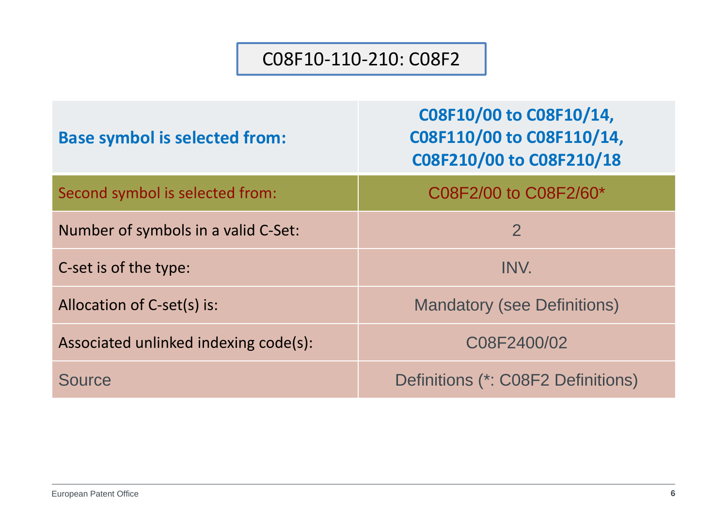# C08F10-110-210: C08F2

| Base symbol is selected from: | C08F10/00 to C08F10/14, C08F110/00 to C08F110/14, C08F210/00 to C08F210/18 |
|---|---|
| Second symbol is selected from: | C08F2/00 to C08F2/60* |
| Number of symbols in a valid C-Set: | 2 |
| C-set is of the type: | INV. |
| Allocation of C-set(s) is: | Mandatory (see Definitions) |
| Associated unlinked indexing code(s): | C08F2400/02 |
| Source | Definitions (*: C08F2 Definitions) |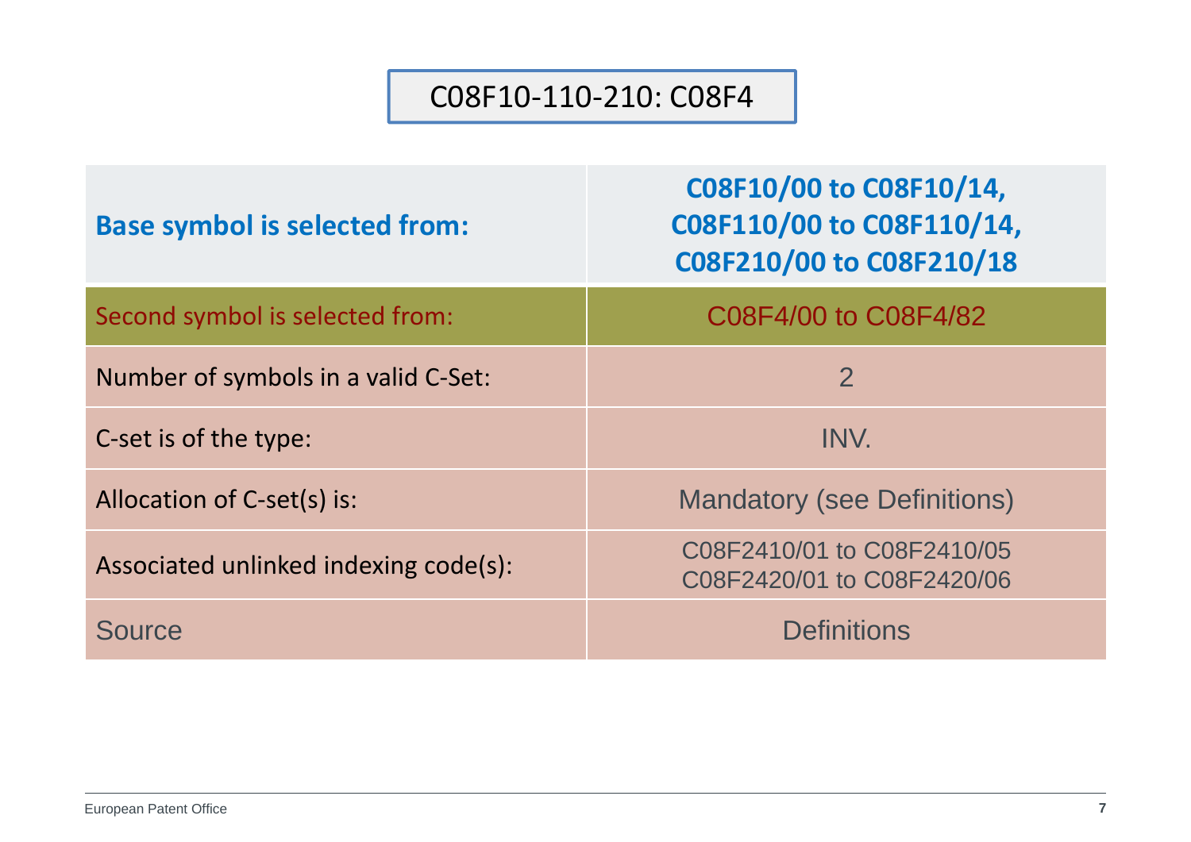# C08F10-110-210: C08F4

| Base symbol is selected from: | C08F10/00 to C08F10/14, C08F110/00 to C08F110/14, C08F210/00 to C08F210/18 |
|---|---|
| Second symbol is selected from: | C08F4/00 to C08F4/82 |
| Number of symbols in a valid C-Set: | 2 |
| C-set is of the type: | INV. |
| Allocation of C-set(s) is: | Mandatory (see Definitions) |
| Associated unlinked indexing code(s): | C08F2410/01 to C08F2410/05<br>C08F2420/01 to C08F2420/06 |
| Source | Definitions |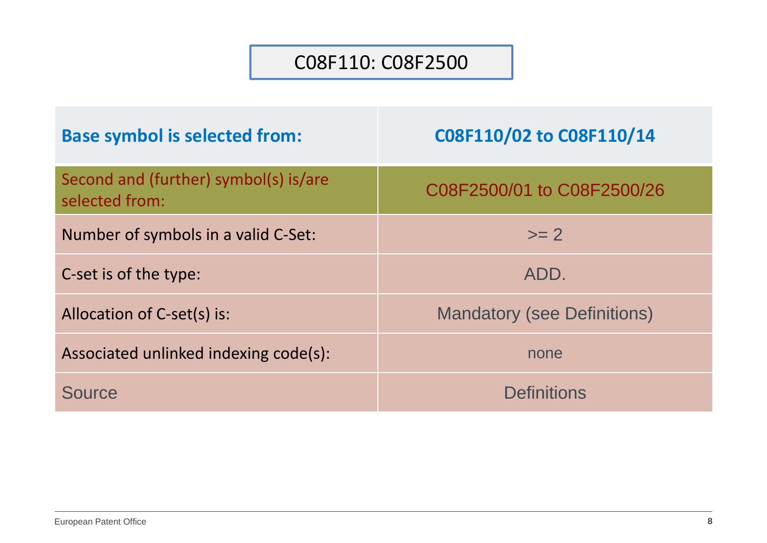# C08F110: C08F2500

| **Base symbol is selected from:** | **C08F110/02 to C08F110/14** |
| --- | --- |
| Second and (further) symbol(s) is/are selected from: | C08F2500/01 to C08F2500/26 |
| Number of symbols in a valid C-Set: | >= 2 |
| C-set is of the type: | ADD. |
| Allocation of C-set(s) is: | Mandatory (see Definitions) |
| Associated unlinked indexing code(s): | none |
| Source | Definitions |

European Patent Office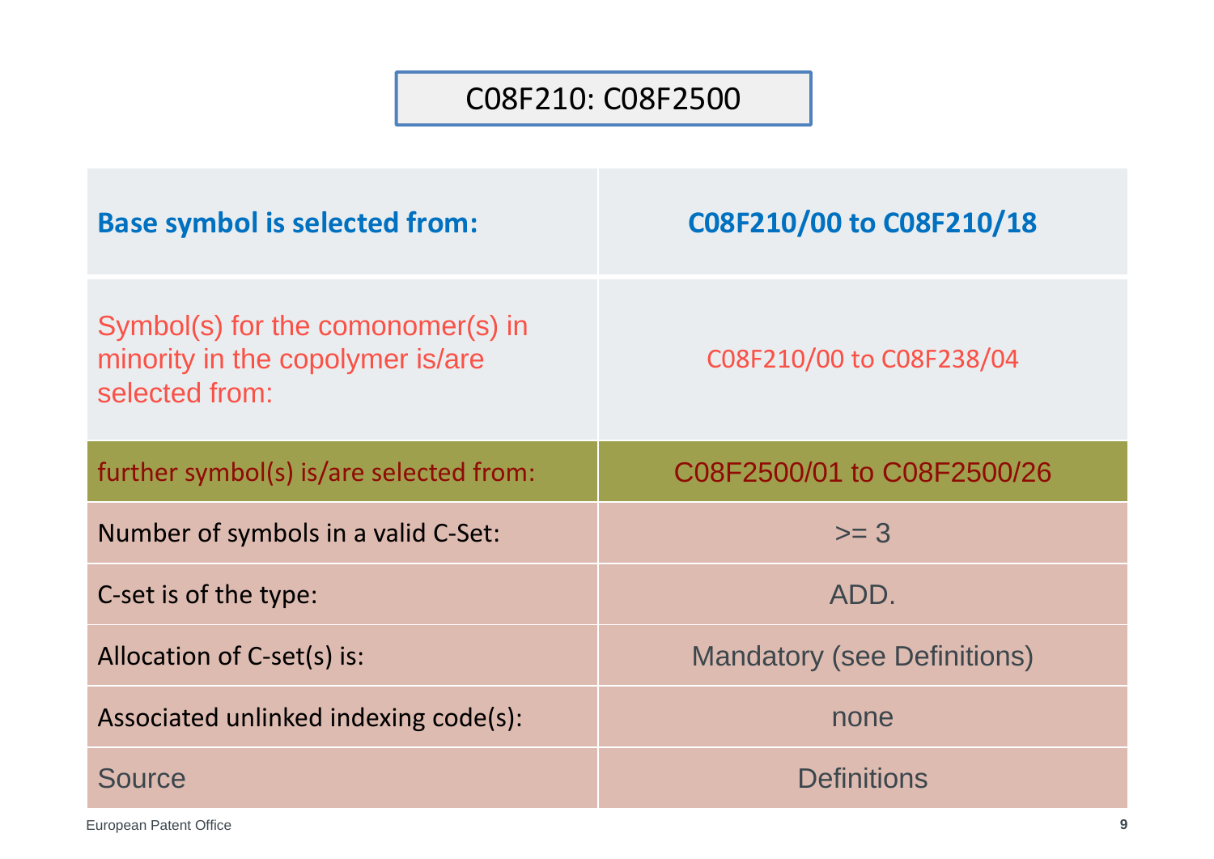# C08F210: C08F2500

| | |
|---|---|
| **Base symbol is selected from:** | **C08F210/00 to C08F210/18** |
| Symbol(s) for the comonomer(s) in minority in the copolymer is/are selected from: | C08F210/00 to C08F238/04 |
| further symbol(s) is/are selected from: | C08F2500/01 to C08F2500/26 |
| Number of symbols in a valid C-Set: | >= 3 |
| C-set is of the type: | ADD. |
| Allocation of C-set(s) is: | Mandatory (see Definitions) |
| Associated unlinked indexing code(s): | none |
| Source | Definitions |

European Patent Office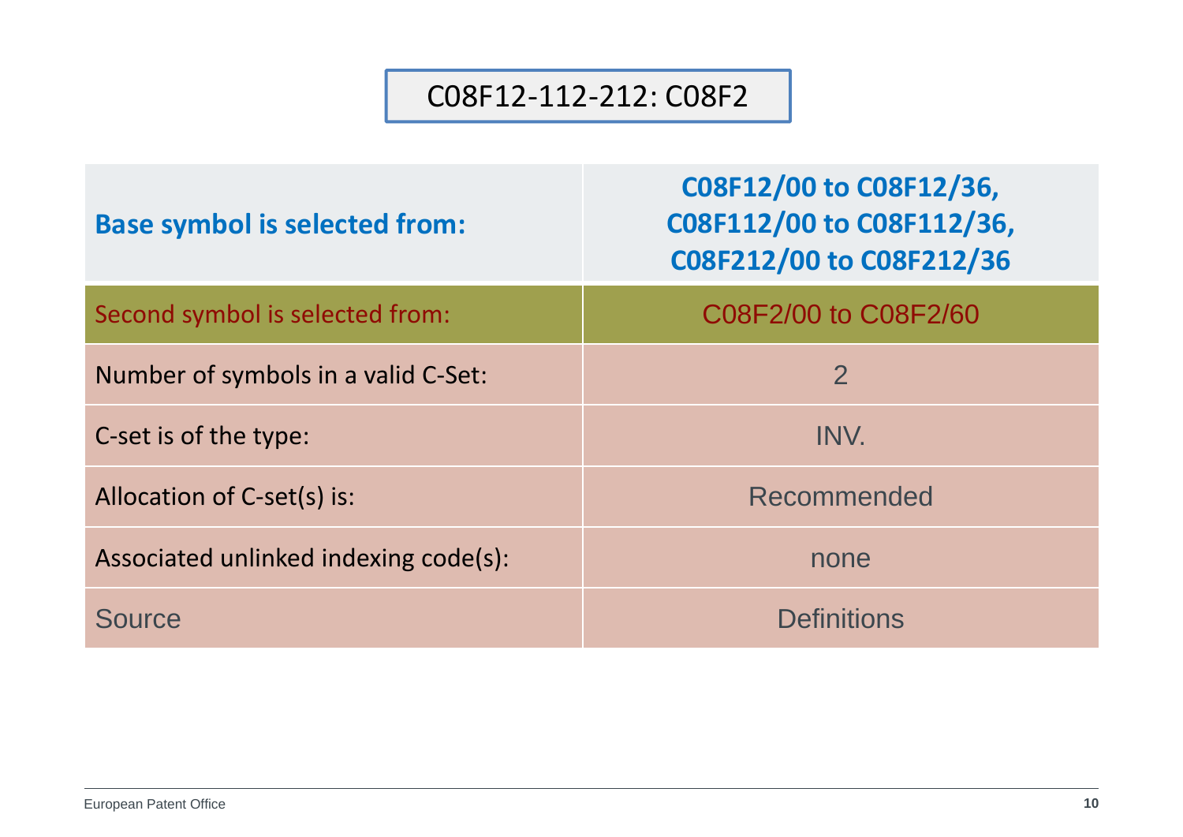# C08F12-112-212: C08F2

| Base symbol is selected from: | C08F12/00 to C08F12/36, C08F112/00 to C08F112/36, C08F212/00 to C08F212/36 |
|---|---|
| Second symbol is selected from: | C08F2/00 to C08F2/60 |
| Number of symbols in a valid C-Set: | 2 |
| C-set is of the type: | INV. |
| Allocation of C-set(s) is: | Recommended |
| Associated unlinked indexing code(s): | none |
| Source | Definitions |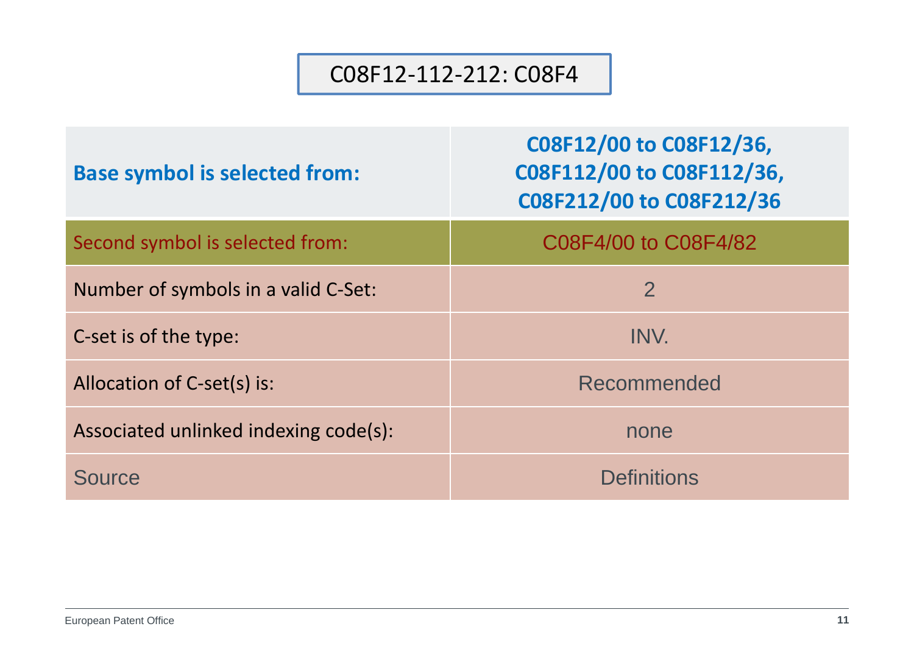# C08F12-112-212: C08F4

| Base symbol is selected from: | C08F12/00 to C08F12/36, C08F112/00 to C08F112/36, C08F212/00 to C08F212/36 |
|---|---|
| Second symbol is selected from: | C08F4/00 to C08F4/82 |
| Number of symbols in a valid C-Set: | 2 |
| C-set is of the type: | INV. |
| Allocation of C-set(s) is: | Recommended |
| Associated unlinked indexing code(s): | none |
| Source | Definitions |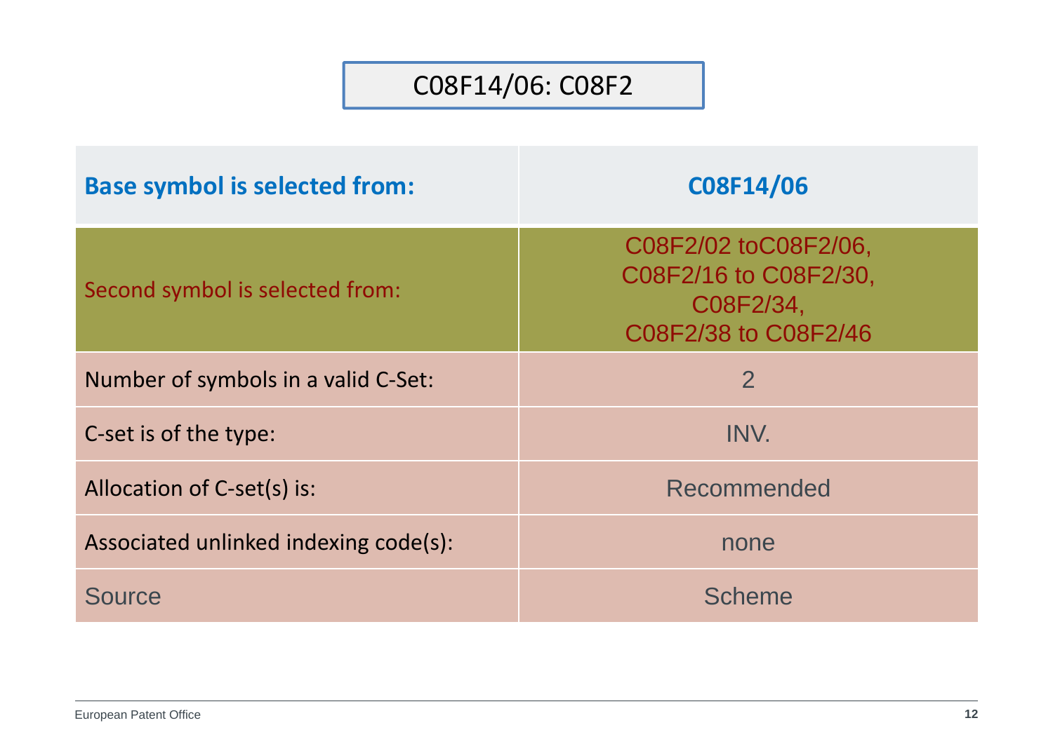# C08F14/06: C08F2

| Base symbol is selected from: | C08F14/06 |
| --- | --- |
| Second symbol is selected from: | C08F2/02 toC08F2/06, C08F2/16 to C08F2/30, C08F2/34, C08F2/38 to C08F2/46 |
| Number of symbols in a valid C-Set: | 2 |
| C-set is of the type: | INV. |
| Allocation of C-set(s) is: | Recommended |
| Associated unlinked indexing code(s): | none |
| Source | Scheme |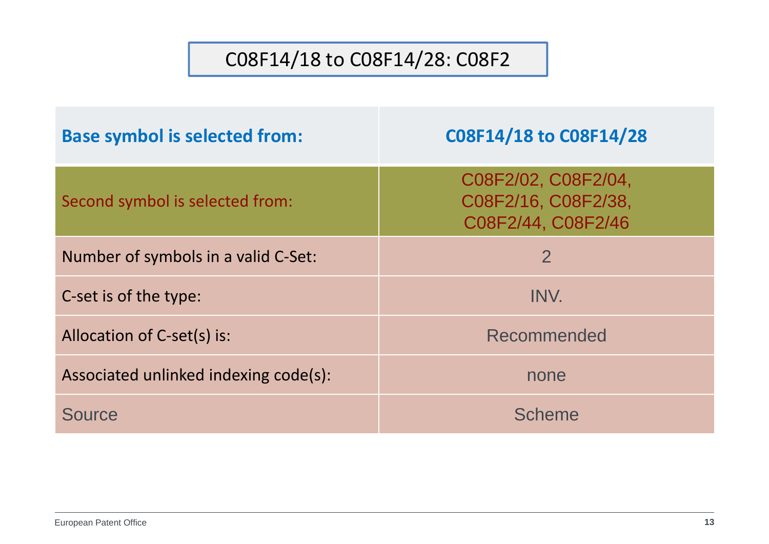# C08F14/18 to C08F14/28: C08F2

| Base symbol is selected from: | C08F14/18 to C08F14/28 |
|---|---|
| Second symbol is selected from: | C08F2/02, C08F2/04, C08F2/16, C08F2/38, C08F2/44, C08F2/46 |
| Number of symbols in a valid C-Set: | 2 |
| C-set is of the type: | INV. |
| Allocation of C-set(s) is: | Recommended |
| Associated unlinked indexing code(s): | none |
| Source | Scheme |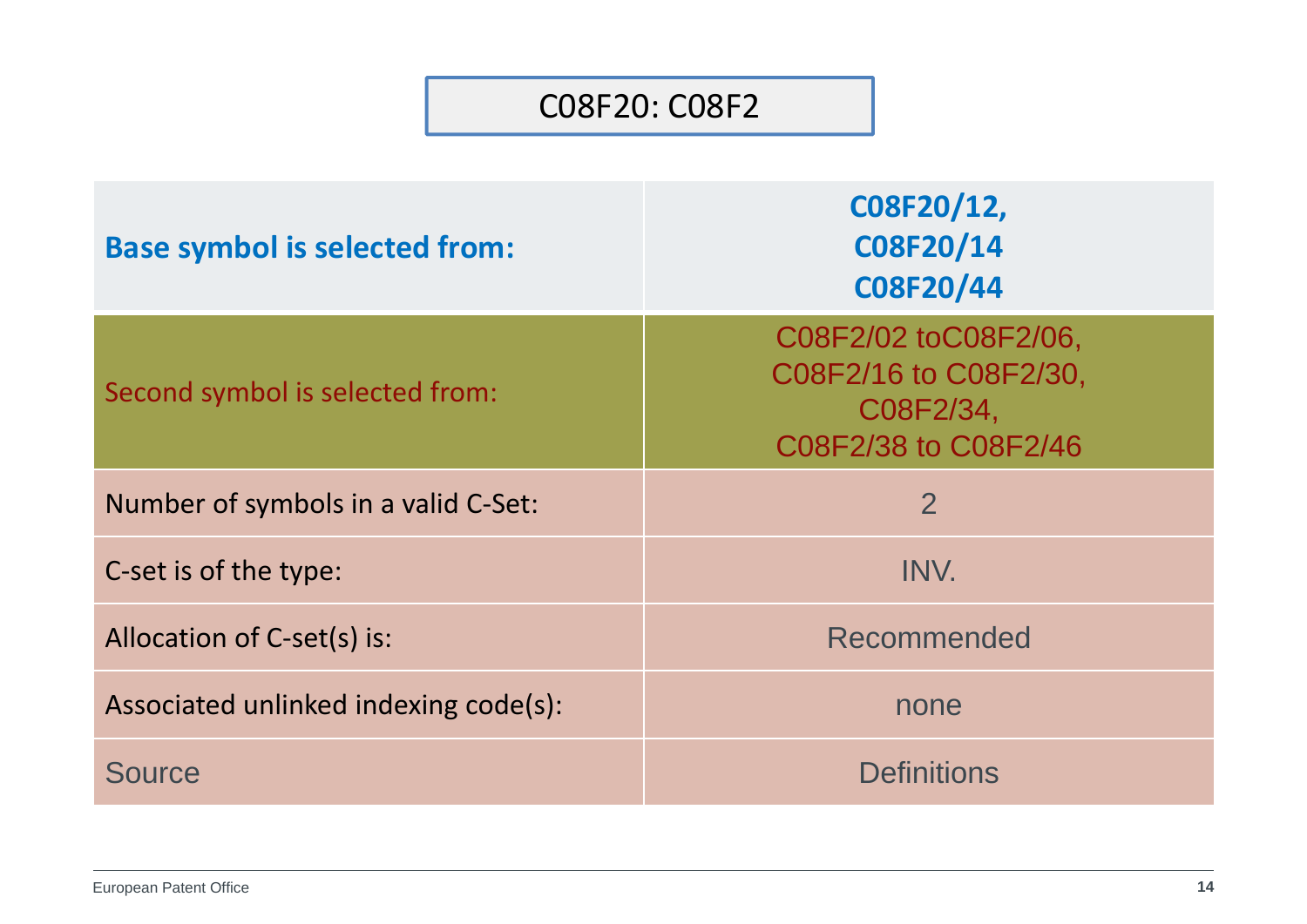# C08F20: C08F2

| | |
|---|---|
| **Base symbol is selected from:** | **C08F20/12, C08F20/14 C08F20/44** |
| Second symbol is selected from: | C08F2/02 toC08F2/06, C08F2/16 to C08F2/30, C08F2/34, C08F2/38 to C08F2/46 |
| Number of symbols in a valid C-Set: | 2 |
| C-set is of the type: | INV. |
| Allocation of C-set(s) is: | Recommended |
| Associated unlinked indexing code(s): | none |
| Source | Definitions |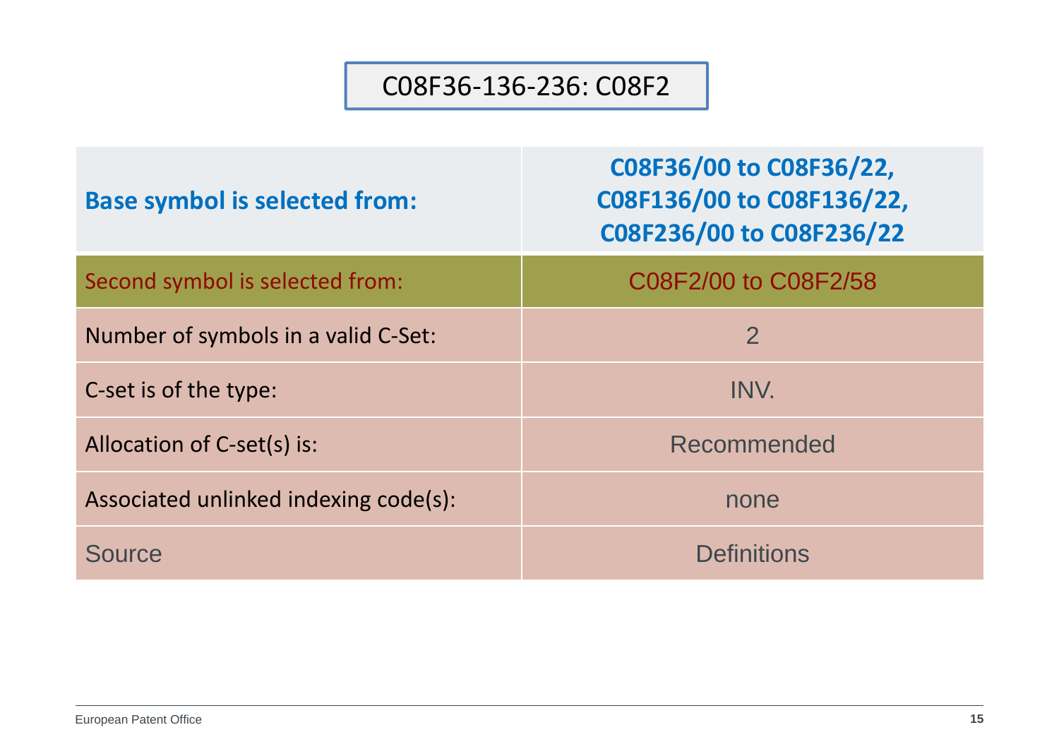# C08F36-136-236: C08F2

| Base symbol is selected from: | C08F36/00 to C08F36/22, C08F136/00 to C08F136/22, C08F236/00 to C08F236/22 |
| --- | --- |
| Second symbol is selected from: | C08F2/00 to C08F2/58 |
| Number of symbols in a valid C-Set: | 2 |
| C-set is of the type: | INV. |
| Allocation of C-set(s) is: | Recommended |
| Associated unlinked indexing code(s): | none |
| Source | Definitions |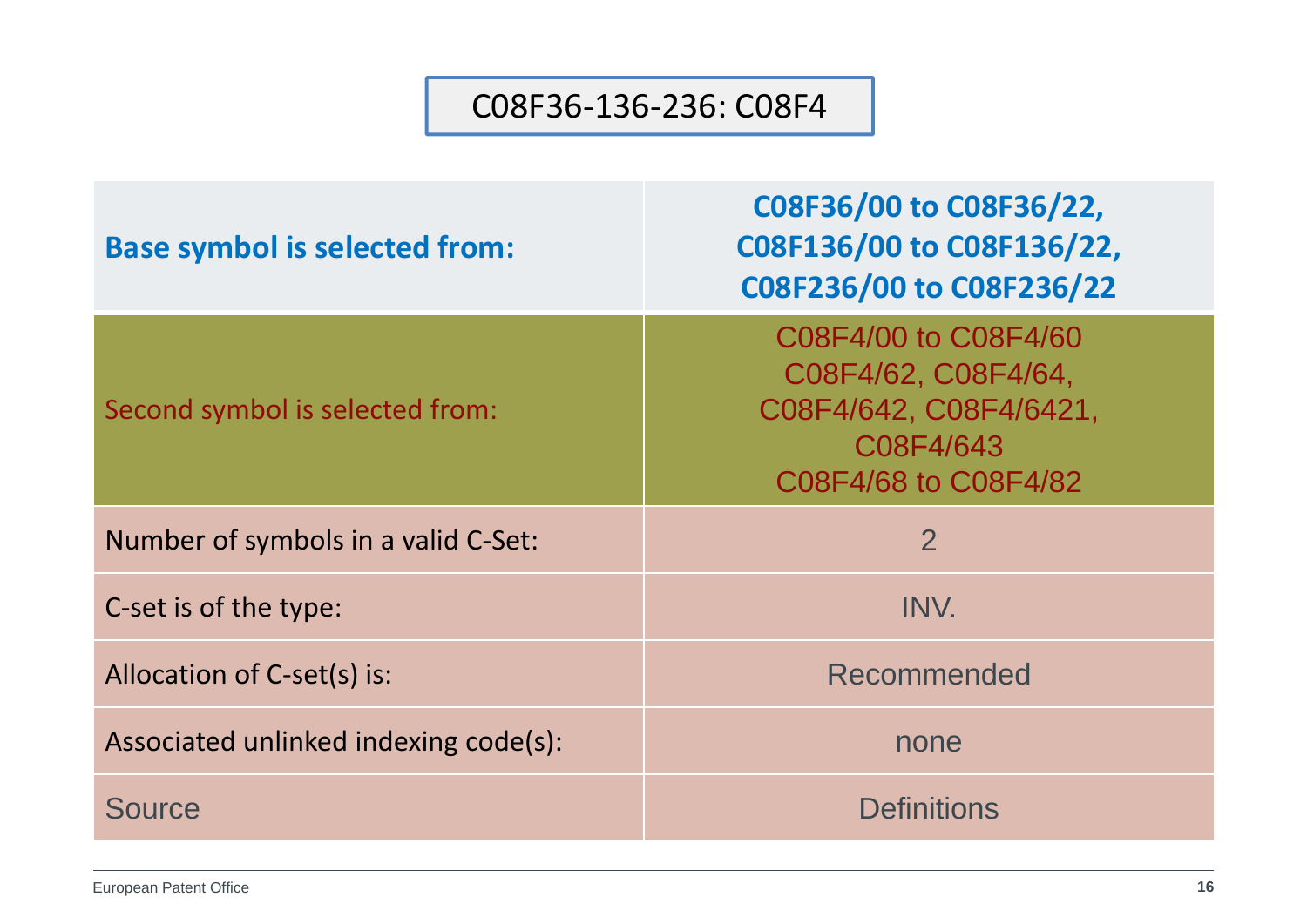# C08F36-136-236: C08F4

| | |
|---|---|
| **Base symbol is selected from:** | **C08F36/00 to C08F36/22, C08F136/00 to C08F136/22, C08F236/00 to C08F236/22** |
| Second symbol is selected from: | C08F4/00 to C08F4/60 C08F4/62, C08F4/64, C08F4/642, C08F4/6421, C08F4/643 C08F4/68 to C08F4/82 |
| Number of symbols in a valid C-Set: | 2 |
| C-set is of the type: | INV. |
| Allocation of C-set(s) is: | Recommended |
| Associated unlinked indexing code(s): | none |
| Source | Definitions |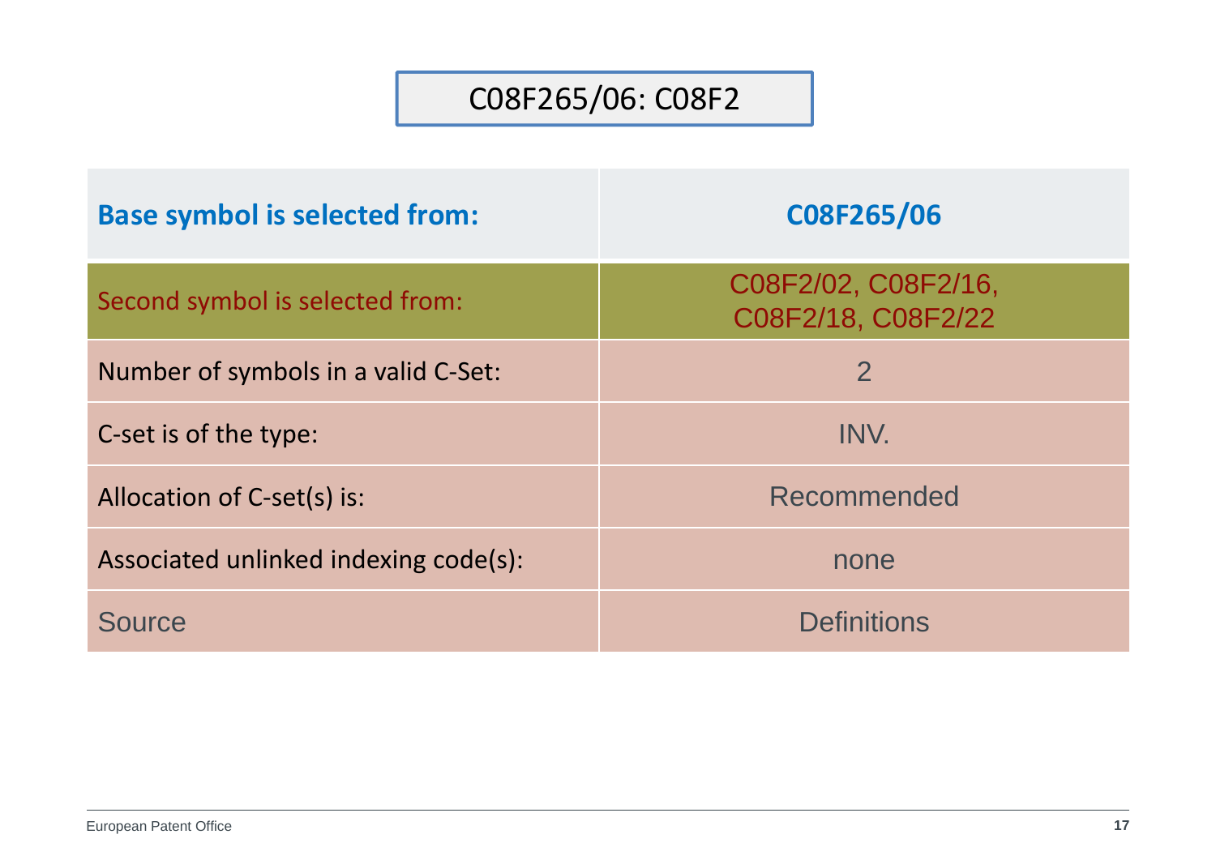# C08F265/06: C08F2

| Base symbol is selected from: | C08F265/06 |
| --- | --- |
| Second symbol is selected from: | C08F2/02, C08F2/16, C08F2/18, C08F2/22 |
| Number of symbols in a valid C-Set: | 2 |
| C-set is of the type: | INV. |
| Allocation of C-set(s) is: | Recommended |
| Associated unlinked indexing code(s): | none |
| Source | Definitions |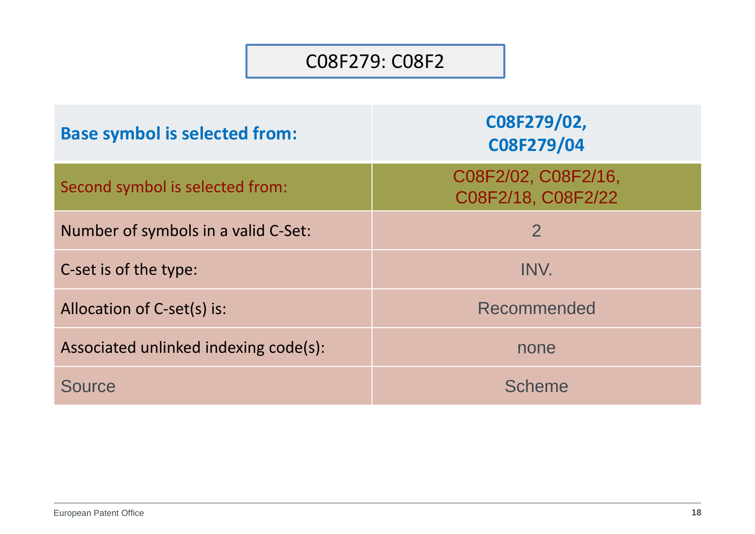# C08F279: C08F2

| | |
|---|---|
| **Base symbol is selected from:** | **C08F279/02, C08F279/04** |
| Second symbol is selected from: | C08F2/02, C08F2/16, C08F2/18, C08F2/22 |
| Number of symbols in a valid C-Set: | 2 |
| C-set is of the type: | INV. |
| Allocation of C-set(s) is: | Recommended |
| Associated unlinked indexing code(s): | none |
| Source | Scheme |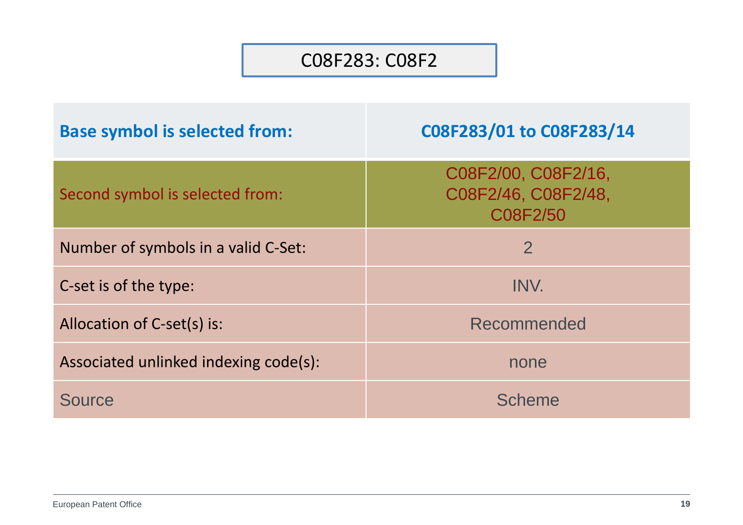# C08F283: C08F2

| Base symbol is selected from: | C08F283/01 to C08F283/14 |
| --- | --- |
| Second symbol is selected from: | C08F2/00, C08F2/16, C08F2/46, C08F2/48, C08F2/50 |
| Number of symbols in a valid C-Set: | 2 |
| C-set is of the type: | INV. |
| Allocation of C-set(s) is: | Recommended |
| Associated unlinked indexing code(s): | none |
| Source | Scheme |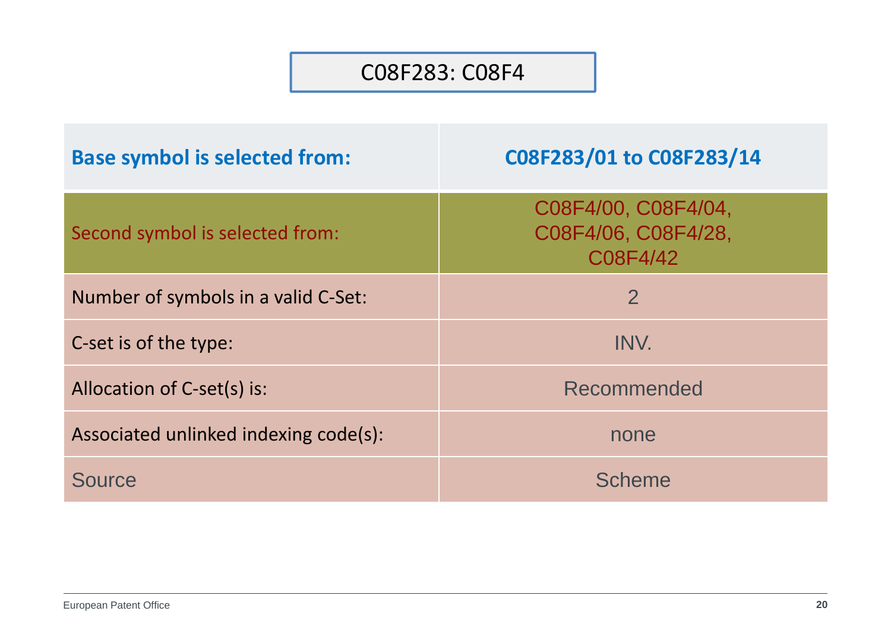# C08F283: C08F4

| Base symbol is selected from: | C08F283/01 to C08F283/14 |
| --- | --- |
| Second symbol is selected from: | C08F4/00, C08F4/04, C08F4/06, C08F4/28, C08F4/42 |
| Number of symbols in a valid C-Set: | 2 |
| C-set is of the type: | INV. |
| Allocation of C-set(s) is: | Recommended |
| Associated unlinked indexing code(s): | none |
| Source | Scheme |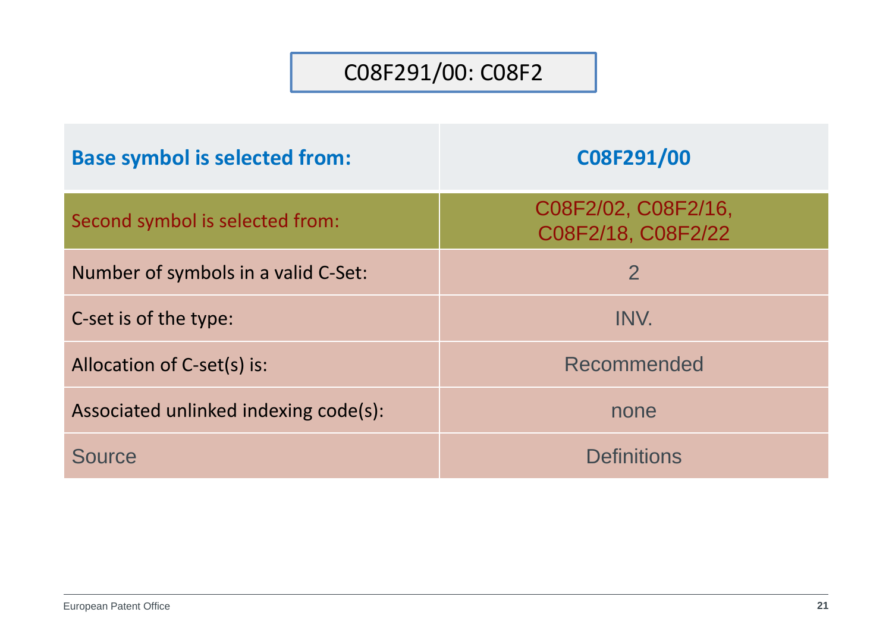# C08F291/00: C08F2

| Base symbol is selected from: | C08F291/00 |
| --- | --- |
| Second symbol is selected from: | C08F2/02, C08F2/16, C08F2/18, C08F2/22 |
| Number of symbols in a valid C-Set: | 2 |
| C-set is of the type: | INV. |
| Allocation of C-set(s) is: | Recommended |
| Associated unlinked indexing code(s): | none |
| Source | Definitions |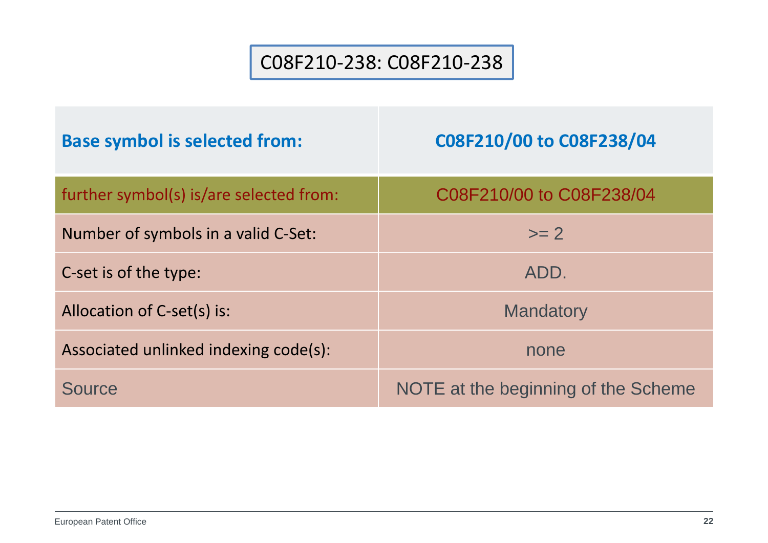# C08F210-238: C08F210-238

| **Base symbol is selected from:** | **C08F210/00 to C08F238/04** |
|---|---|
| further symbol(s) is/are selected from: | C08F210/00 to C08F238/04 |
| Number of symbols in a valid C-Set: | >= 2 |
| C-set is of the type: | ADD. |
| Allocation of C-set(s) is: | Mandatory |
| Associated unlinked indexing code(s): | none |
| Source | NOTE at the beginning of the Scheme |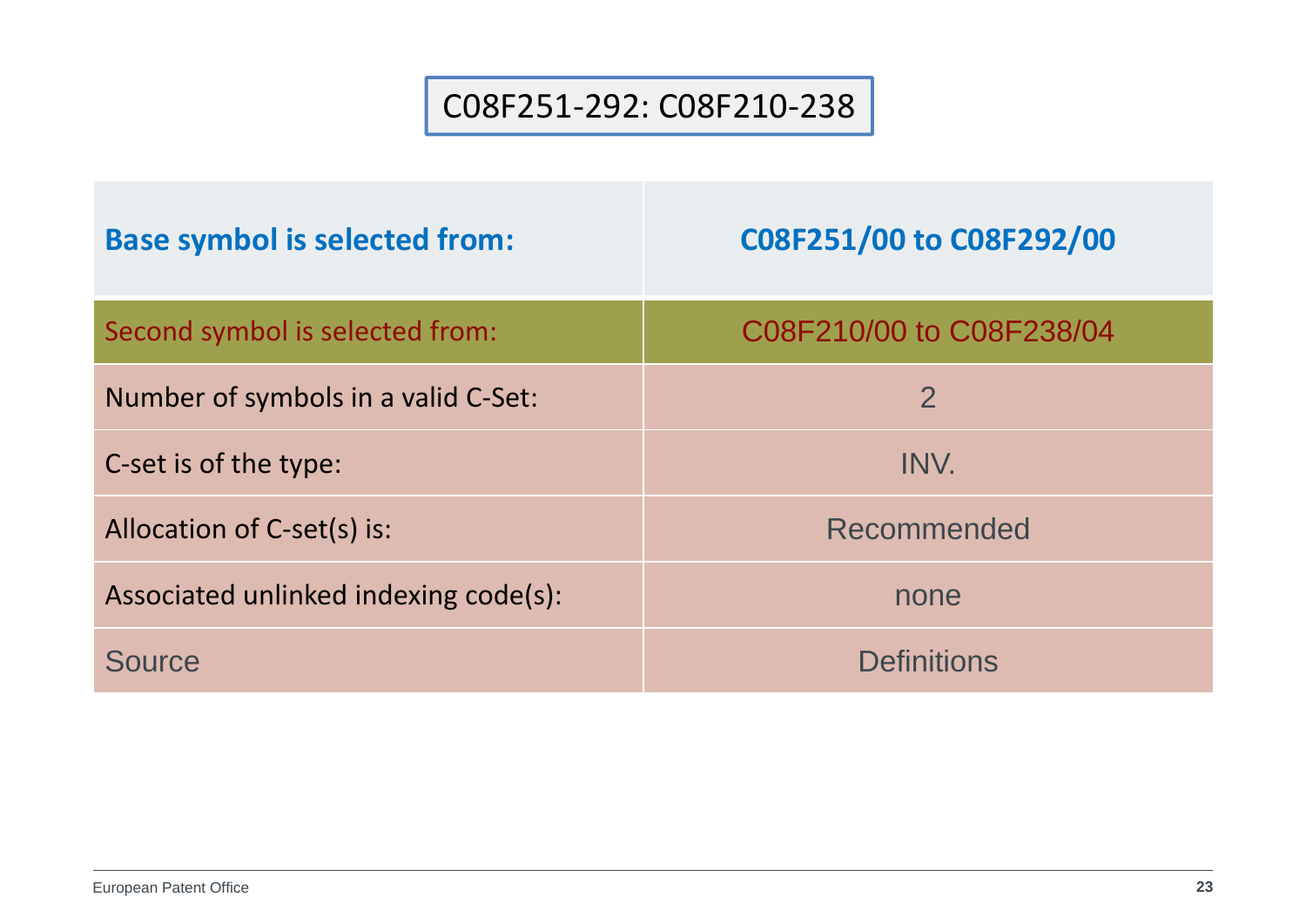# C08F251-292: C08F210-238

| Base symbol is selected from: | C08F251/00 to C08F292/00 |
| --- | --- |
| Second symbol is selected from: | C08F210/00 to C08F238/04 |
| Number of symbols in a valid C-Set: | 2 |
| C-set is of the type: | INV. |
| Allocation of C-set(s) is: | Recommended |
| Associated unlinked indexing code(s): | none |
| Source | Definitions |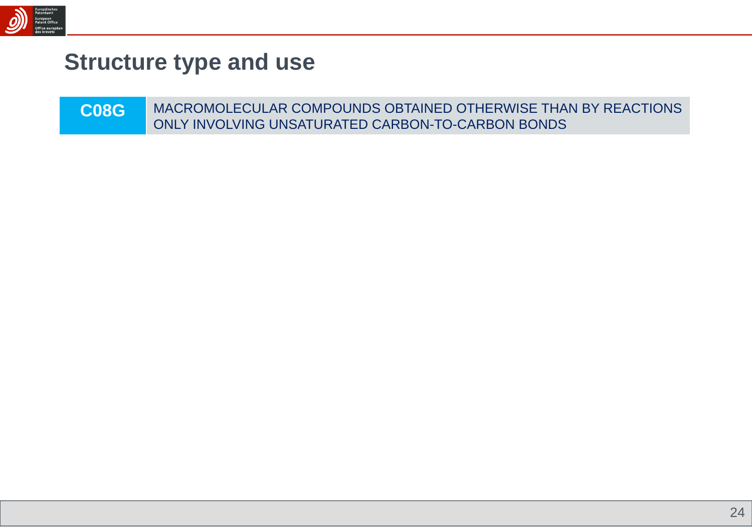# Structure type and use

| C08G | MACROMOLECULAR COMPOUNDS OBTAINED OTHERWISE THAN BY REACTIONS ONLY INVOLVING UNSATURATED CARBON-TO-CARBON BONDS |
|---|---|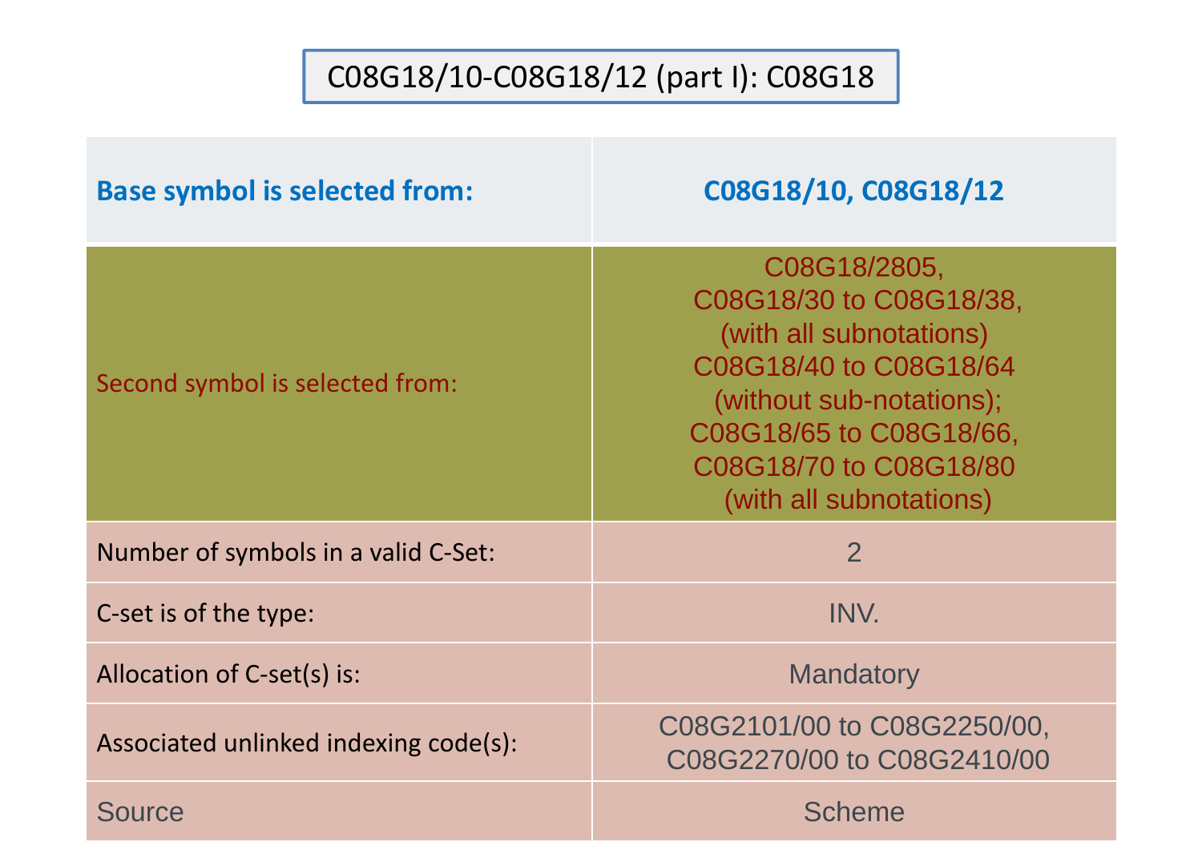# C08G18/10-C08G18/12 (part I): C08G18

| Base symbol is selected from: | C08G18/10, C08G18/12 |
| --- | --- |
| Second symbol is selected from: | C08G18/2805, C08G18/30 to C08G18/38, (with all subnotations) C08G18/40 to C08G18/64 (without sub-notations); C08G18/65 to C08G18/66, C08G18/70 to C08G18/80 (with all subnotations) |
| Number of symbols in a valid C-Set: | 2 |
| C-set is of the type: | INV. |
| Allocation of C-set(s) is: | Mandatory |
| Associated unlinked indexing code(s): | C08G2101/00 to C08G2250/00, C08G2270/00 to C08G2410/00 |
| Source | Scheme |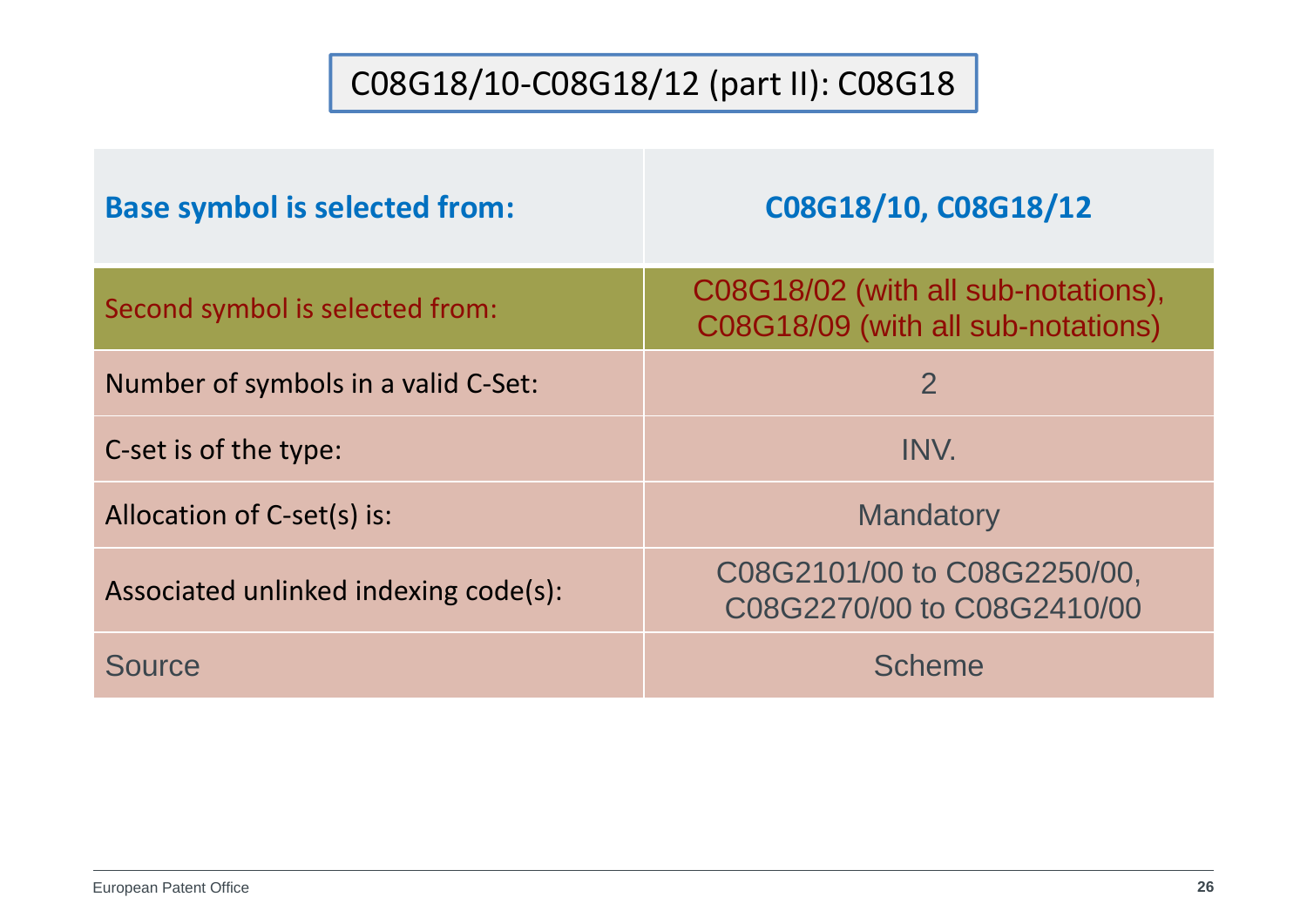# C08G18/10-C08G18/12 (part II): C08G18

| Base symbol is selected from: | C08G18/10, C08G18/12 |
|---|---|
| Second symbol is selected from: | C08G18/02 (with all sub-notations), C08G18/09 (with all sub-notations) |
| Number of symbols in a valid C-Set: | 2 |
| C-set is of the type: | INV. |
| Allocation of C-set(s) is: | Mandatory |
| Associated unlinked indexing code(s): | C08G2101/00 to C08G2250/00, C08G2270/00 to C08G2410/00 |
| Source | Scheme |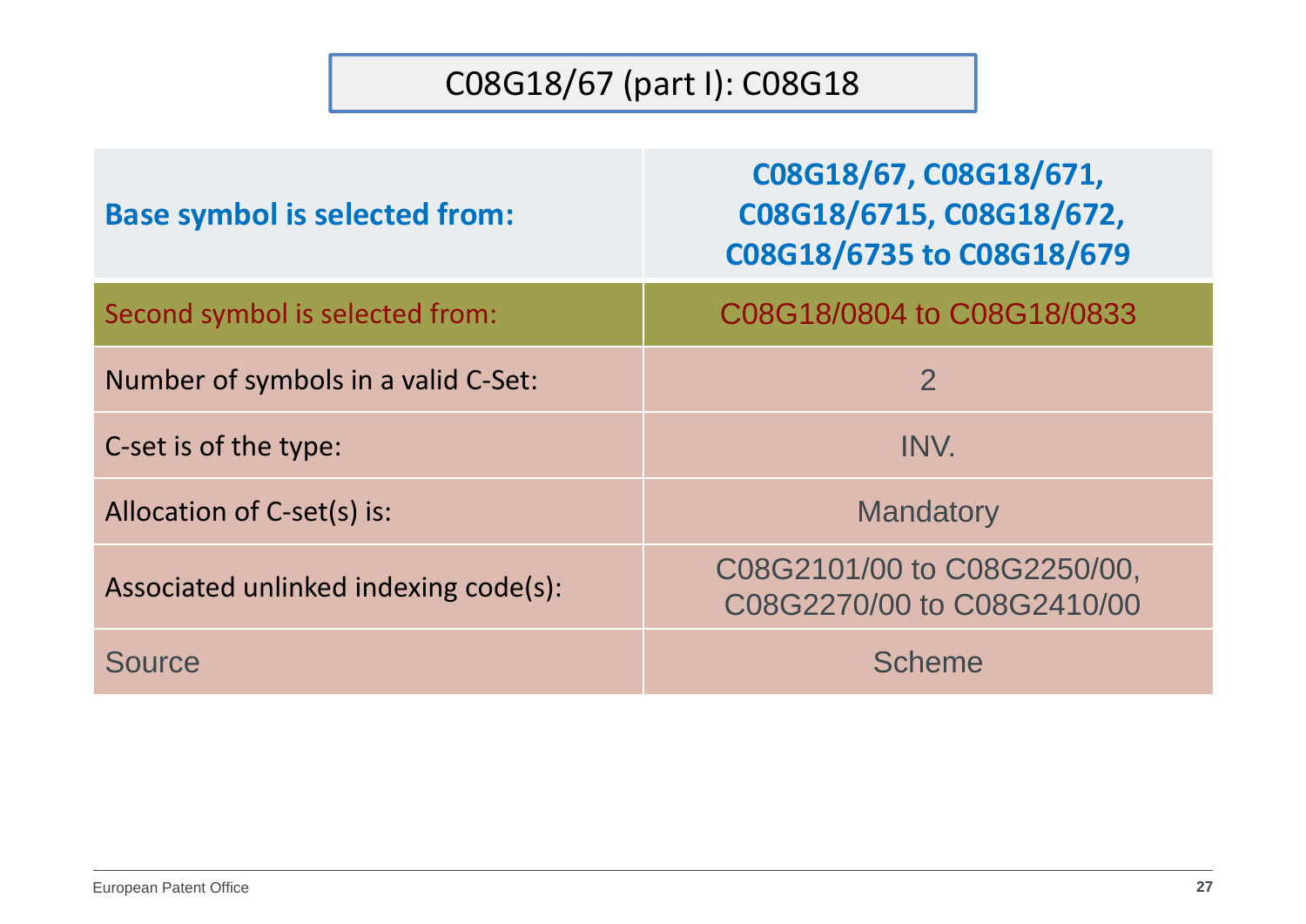# C08G18/67 (part I): C08G18

| Base symbol is selected from: | C08G18/67, C08G18/671, C08G18/6715, C08G18/672, C08G18/6735 to C08G18/679 |
| --- | --- |
| Second symbol is selected from: | C08G18/0804 to C08G18/0833 |
| Number of symbols in a valid C-Set: | 2 |
| C-set is of the type: | INV. |
| Allocation of C-set(s) is: | Mandatory |
| Associated unlinked indexing code(s): | C08G2101/00 to C08G2250/00, C08G2270/00 to C08G2410/00 |
| Source | Scheme |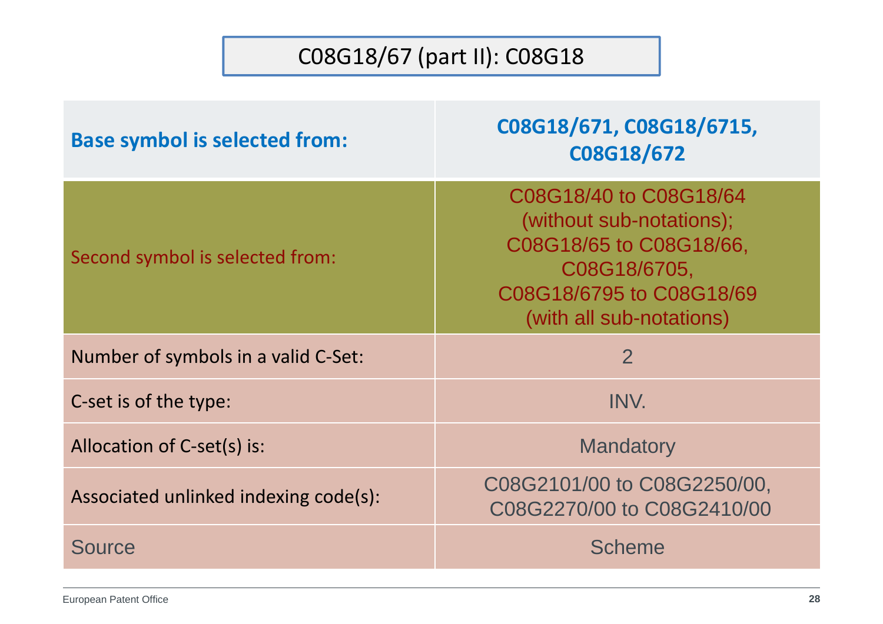# C08G18/67 (part II): C08G18

| **Base symbol is selected from:** | **C08G18/671, C08G18/6715, C08G18/672** |
| --- | --- |
| Second symbol is selected from: | C08G18/40 to C08G18/64 (without sub-notations); C08G18/65 to C08G18/66, C08G18/6705, C08G18/6795 to C08G18/69 (with all sub-notations) |
| Number of symbols in a valid C-Set: | 2 |
| C-set is of the type: | INV. |
| Allocation of C-set(s) is: | Mandatory |
| Associated unlinked indexing code(s): | C08G2101/00 to C08G2250/00, C08G2270/00 to C08G2410/00 |
| Source | Scheme |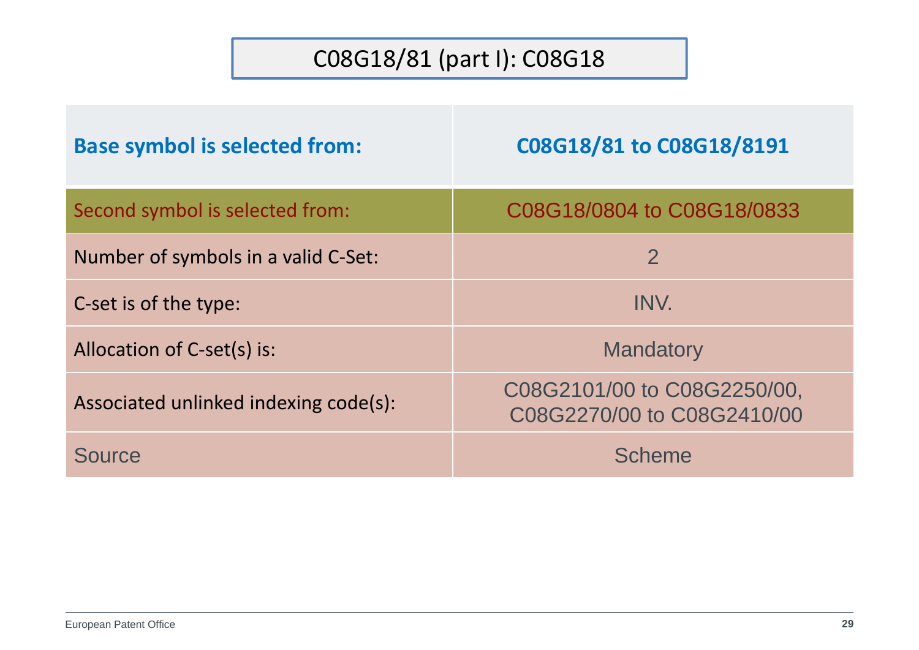# C08G18/81 (part I): C08G18

| Base symbol is selected from: | C08G18/81 to C08G18/8191 |
| --- | --- |
| Second symbol is selected from: | C08G18/0804 to C08G18/0833 |
| Number of symbols in a valid C-Set: | 2 |
| C-set is of the type: | INV. |
| Allocation of C-set(s) is: | Mandatory |
| Associated unlinked indexing code(s): | C08G2101/00 to C08G2250/00, C08G2270/00 to C08G2410/00 |
| Source | Scheme |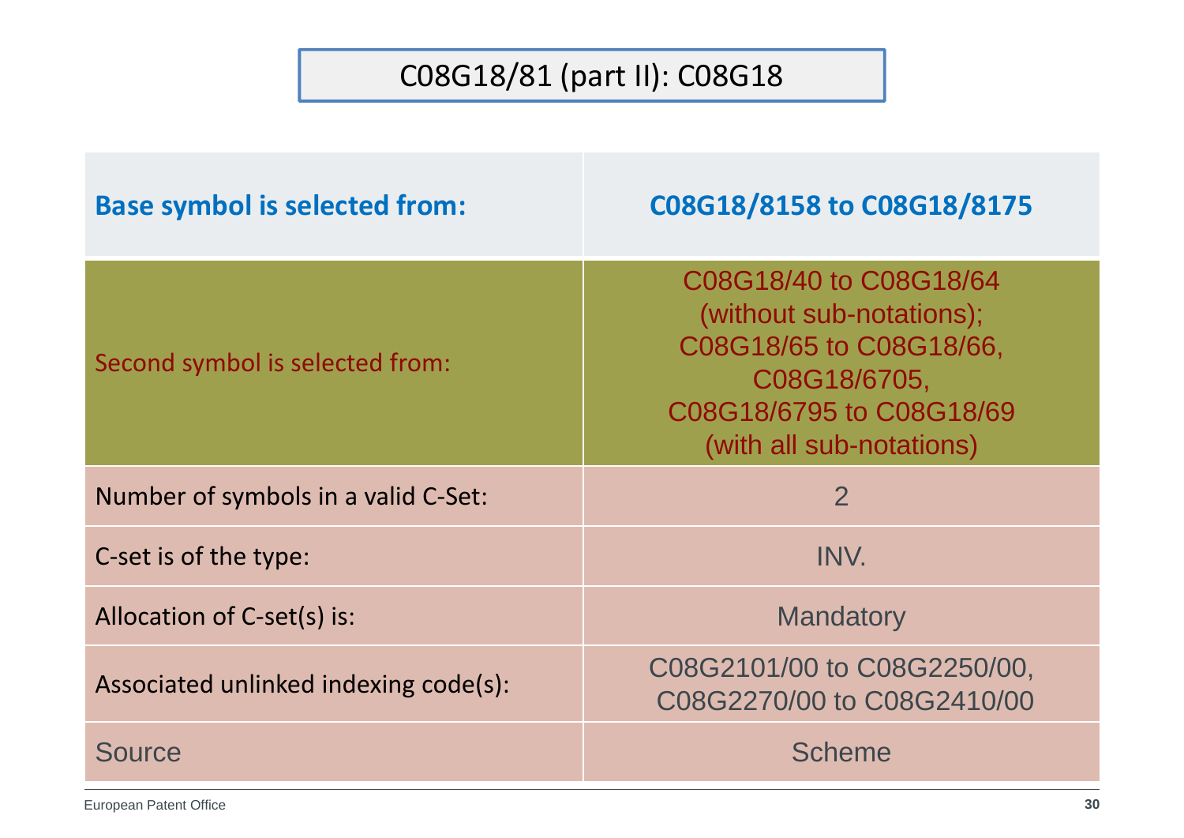# C08G18/81 (part II): C08G18

| **Base symbol is selected from:** | **C08G18/8158 to C08G18/8175** |
|---|---|
| Second symbol is selected from: | C08G18/40 to C08G18/64 (without sub-notations); C08G18/65 to C08G18/66, C08G18/6705, C08G18/6795 to C08G18/69 (with all sub-notations) |
| Number of symbols in a valid C-Set: | 2 |
| C-set is of the type: | INV. |
| Allocation of C-set(s) is: | Mandatory |
| Associated unlinked indexing code(s): | C08G2101/00 to C08G2250/00, C08G2270/00 to C08G2410/00 |
| Source | Scheme |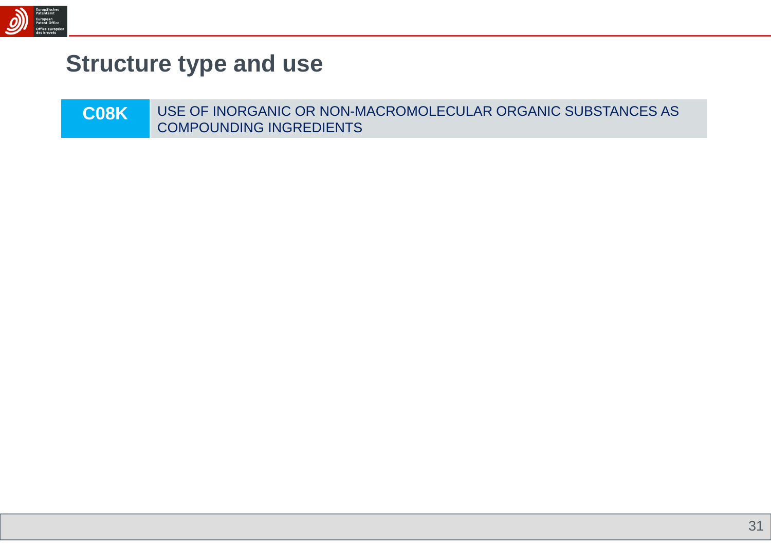# Structure type and use

| C08K | USE OF INORGANIC OR NON-MACROMOLECULAR ORGANIC SUBSTANCES AS COMPOUNDING INGREDIENTS |
|---|---|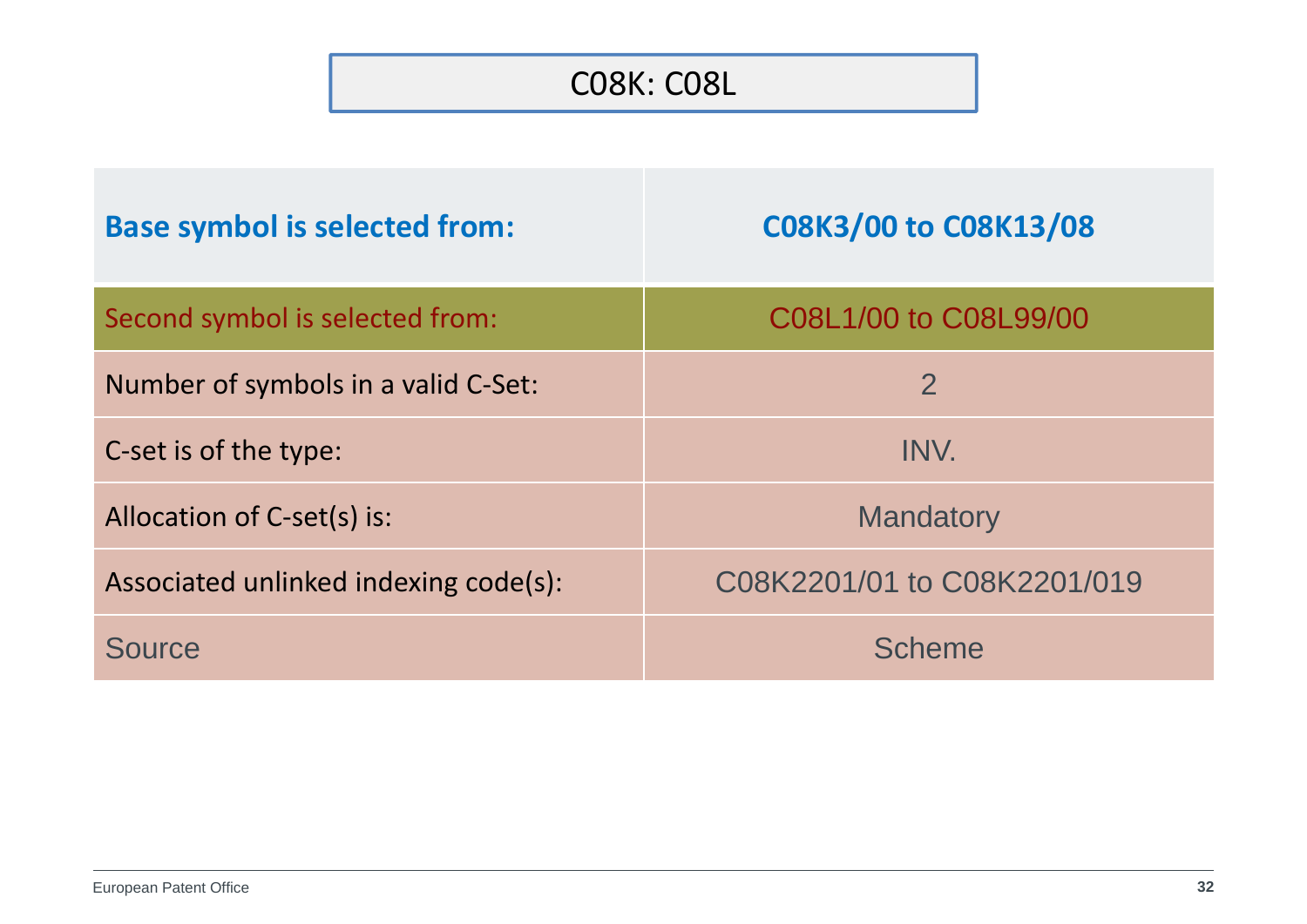# C08K: C08L

| Base symbol is selected from: | C08K3/00 to C08K13/08 |
| --- | --- |
| Second symbol is selected from: | C08L1/00 to C08L99/00 |
| Number of symbols in a valid C-Set: | 2 |
| C-set is of the type: | INV. |
| Allocation of C-set(s) is: | Mandatory |
| Associated unlinked indexing code(s): | C08K2201/01 to C08K2201/019 |
| Source | Scheme |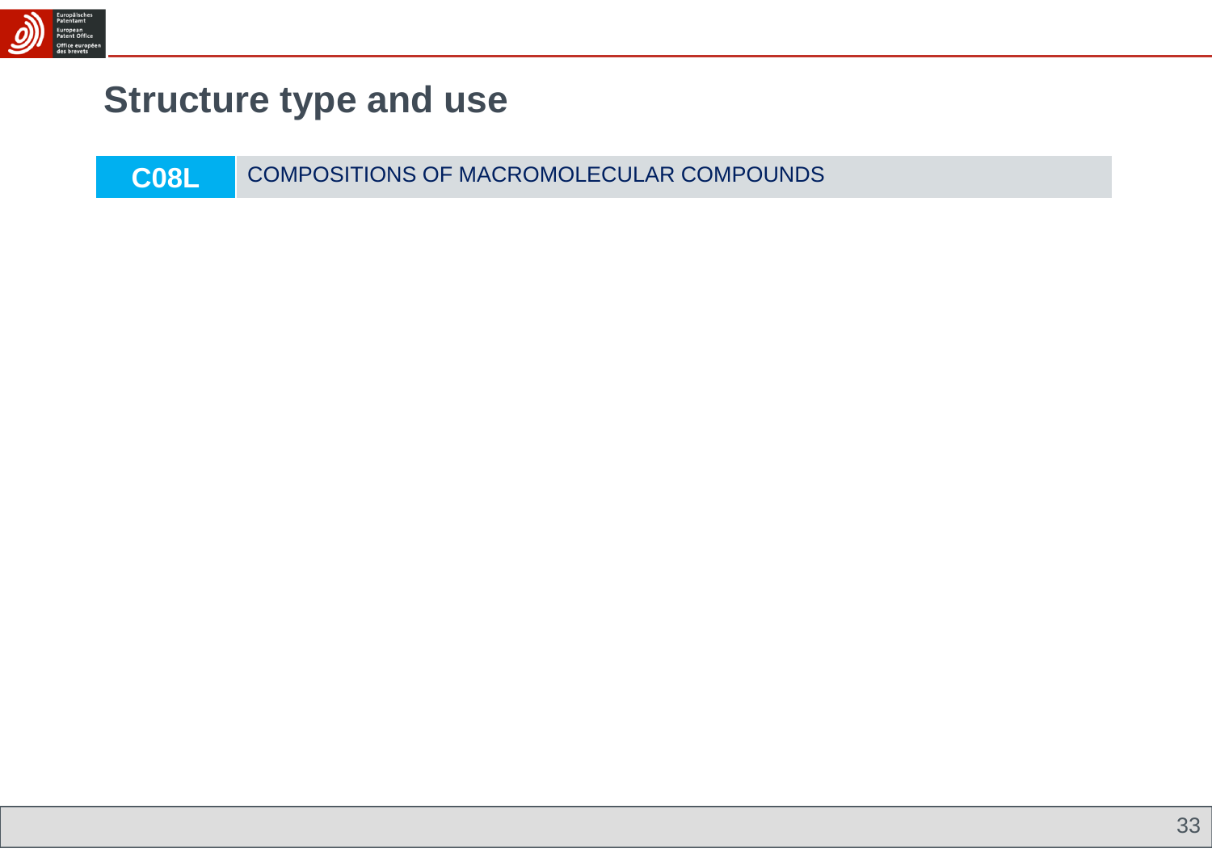# Structure type and use

| C08L | COMPOSITIONS OF MACROMOLECULAR COMPOUNDS |
| --- | --- |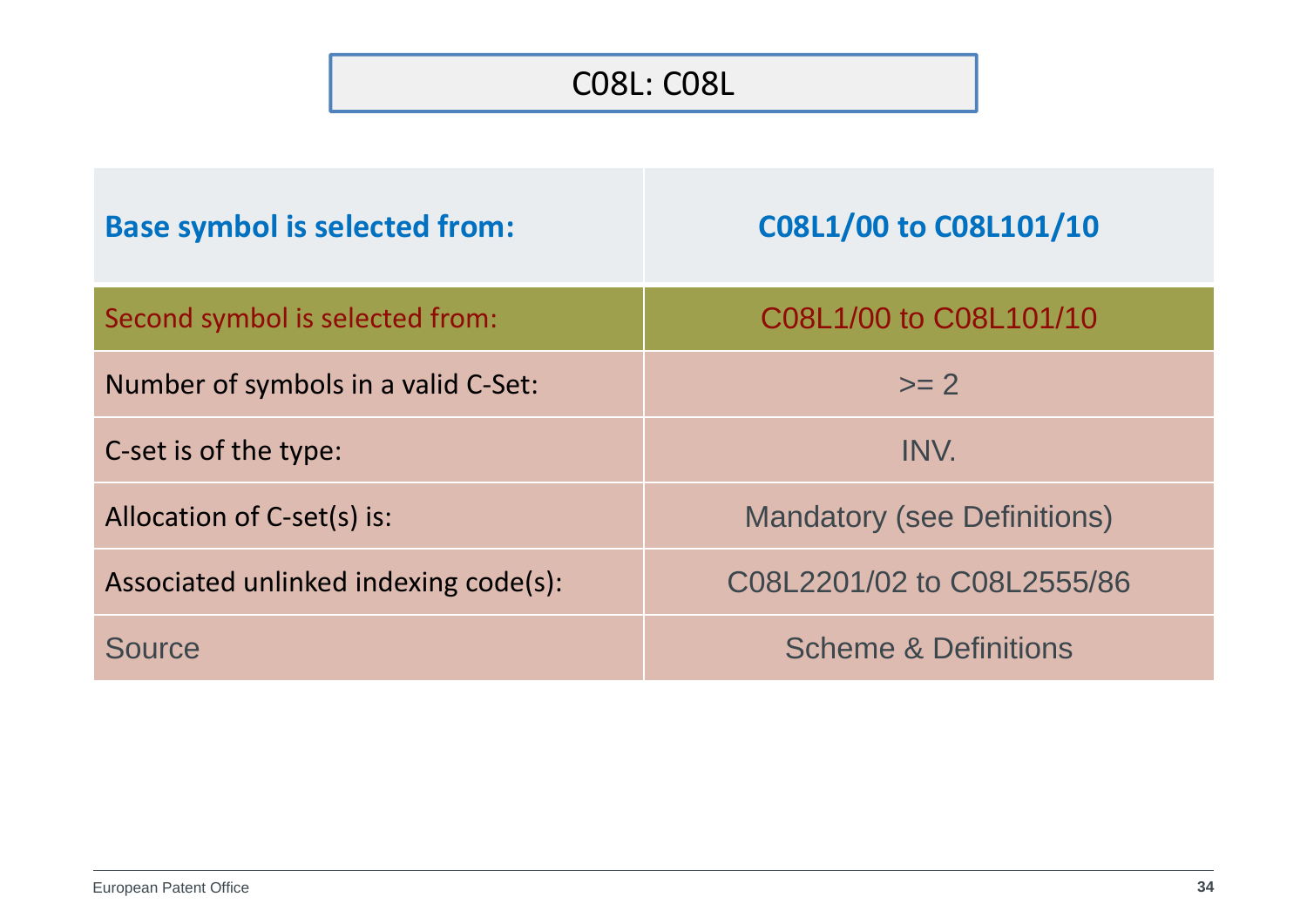# C08L: C08L

| Base symbol is selected from: | C08L1/00 to C08L101/10 |
| --- | --- |
| Second symbol is selected from: | C08L1/00 to C08L101/10 |
| Number of symbols in a valid C-Set: | >= 2 |
| C-set is of the type: | INV. |
| Allocation of C-set(s) is: | Mandatory (see Definitions) |
| Associated unlinked indexing code(s): | C08L2201/02 to C08L2555/86 |
| Source | Scheme & Definitions |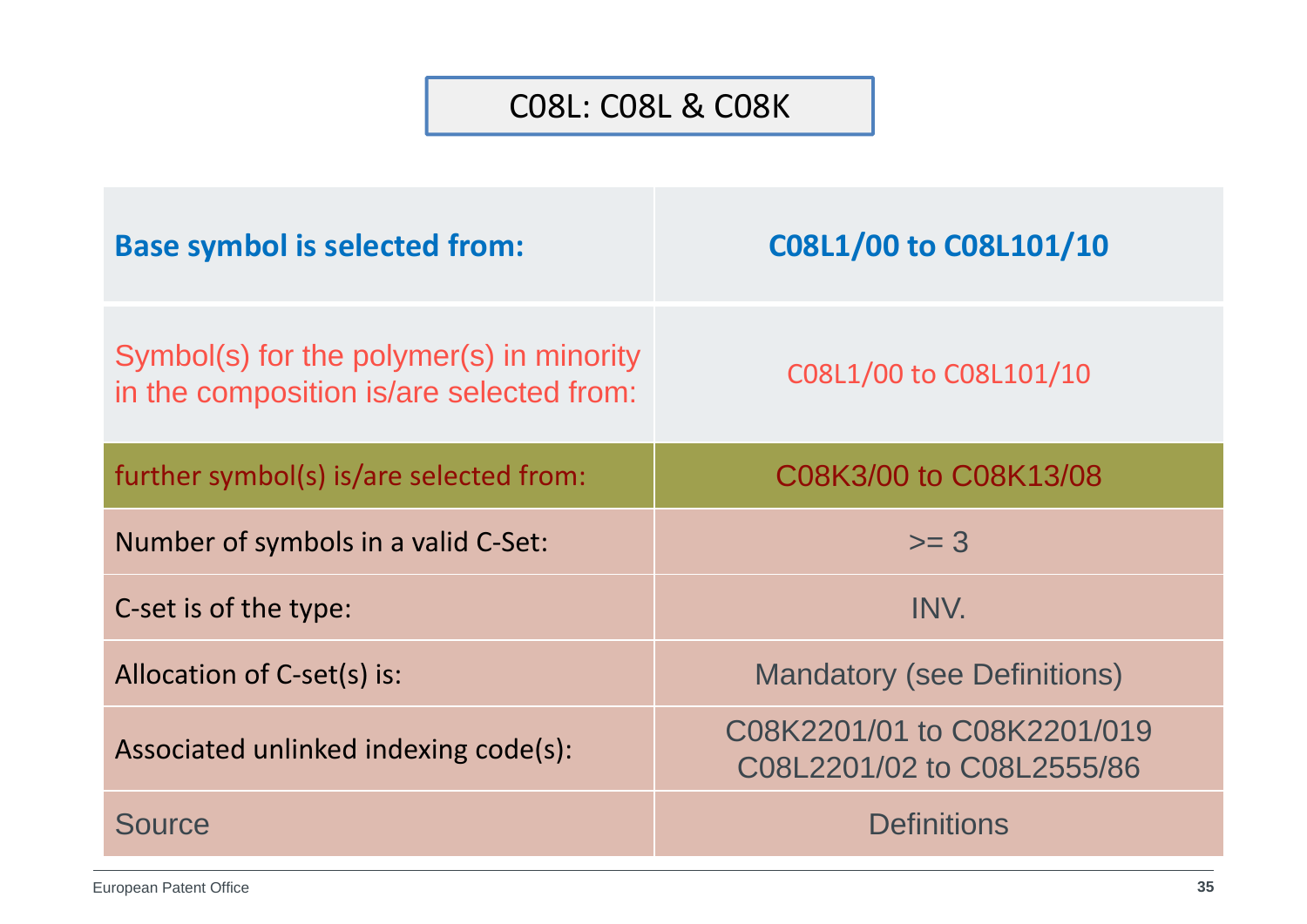# C08L: C08L & C08K

| Base symbol is selected from: | C08L1/00 to C08L101/10 |
|---|---|
| Symbol(s) for the polymer(s) in minority in the composition is/are selected from: | C08L1/00 to C08L101/10 |
| further symbol(s) is/are selected from: | C08K3/00 to C08K13/08 |
| Number of symbols in a valid C-Set: | >= 3 |
| C-set is of the type: | INV. |
| Allocation of C-set(s) is: | Mandatory (see Definitions) |
| Associated unlinked indexing code(s): | C08K2201/01 to C08K2201/019<br>C08L2201/02 to C08L2555/86 |
| Source | Definitions |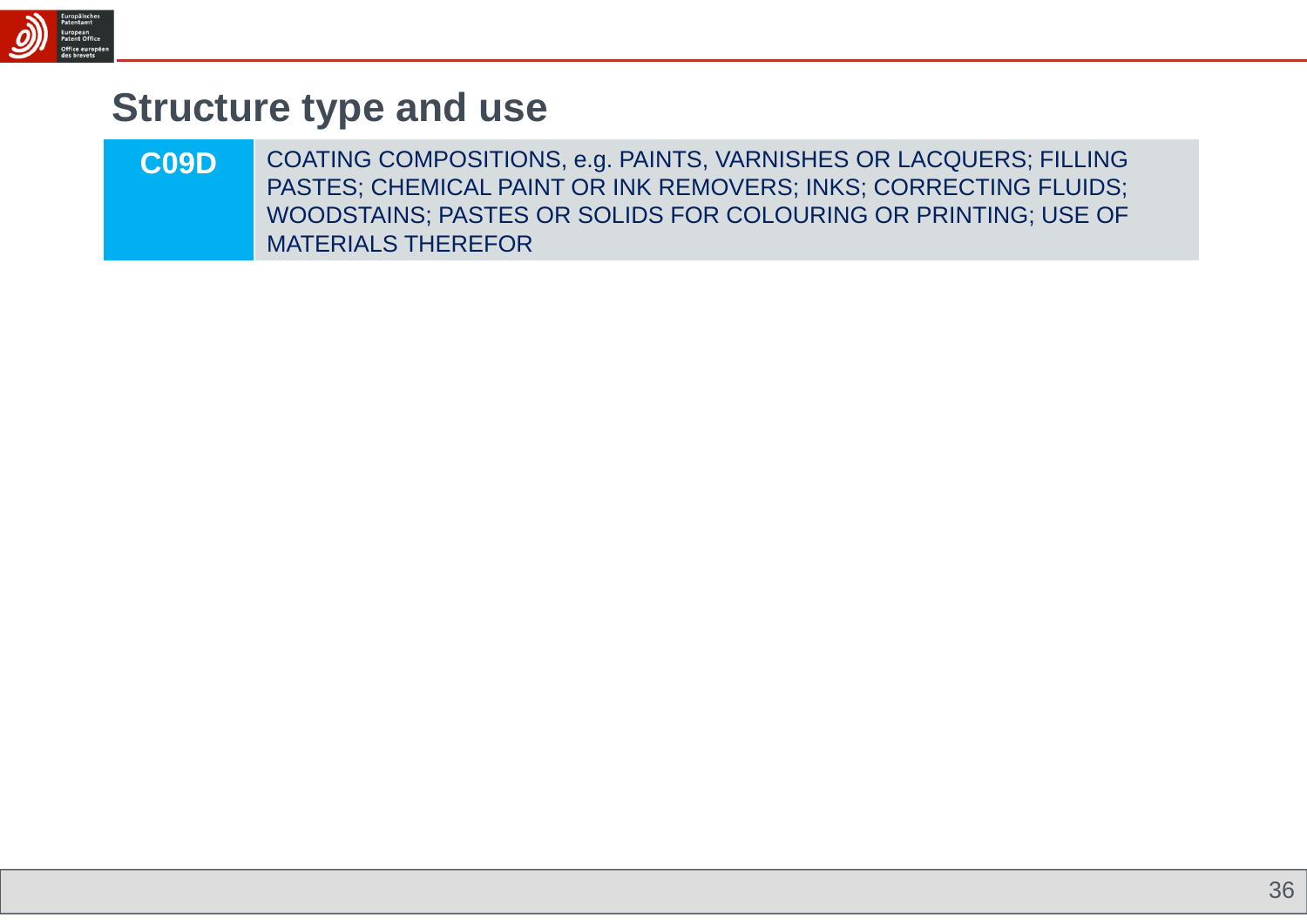# Structure type and use

| C09D | COATING COMPOSITIONS, e.g. PAINTS, VARNISHES OR LACQUERS; FILLING PASTES; CHEMICAL PAINT OR INK REMOVERS; INKS; CORRECTING FLUIDS; WOODSTAINS; PASTES OR SOLIDS FOR COLOURING OR PRINTING; USE OF MATERIALS THEREFOR |
|---|---|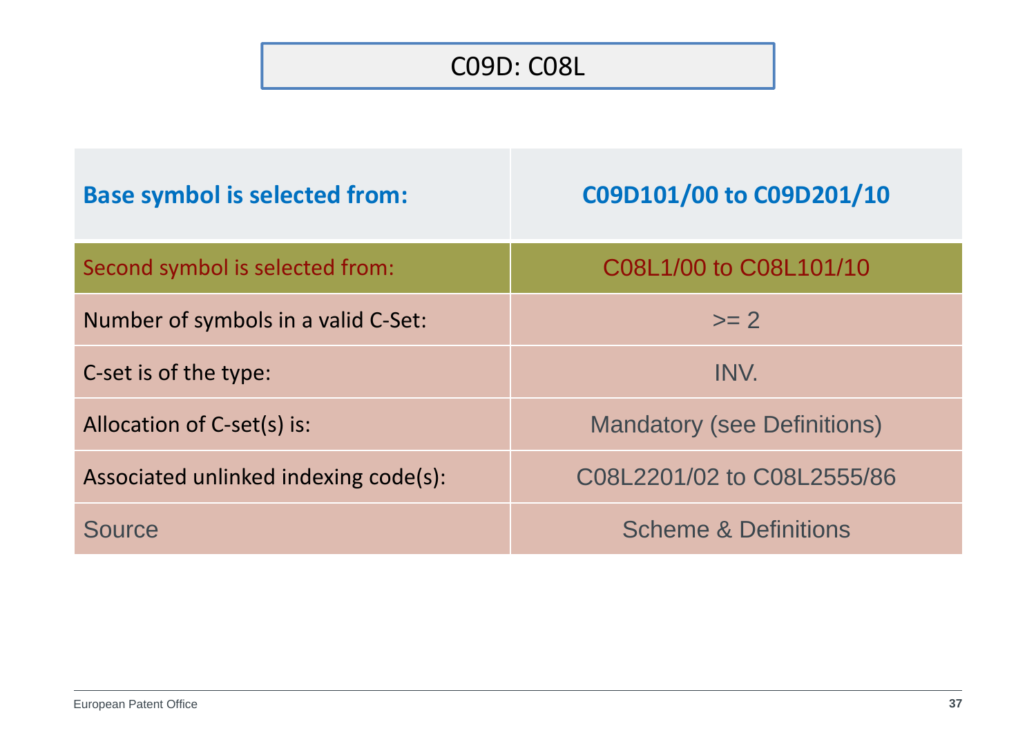# C09D: C08L

| **Base symbol is selected from:** | **C09D101/00 to C09D201/10** |
| --- | --- |
| Second symbol is selected from: | C08L1/00 to C08L101/10 |
| Number of symbols in a valid C-Set: | >= 2 |
| C-set is of the type: | INV. |
| Allocation of C-set(s) is: | Mandatory (see Definitions) |
| Associated unlinked indexing code(s): | C08L2201/02 to C08L2555/86 |
| Source | Scheme & Definitions |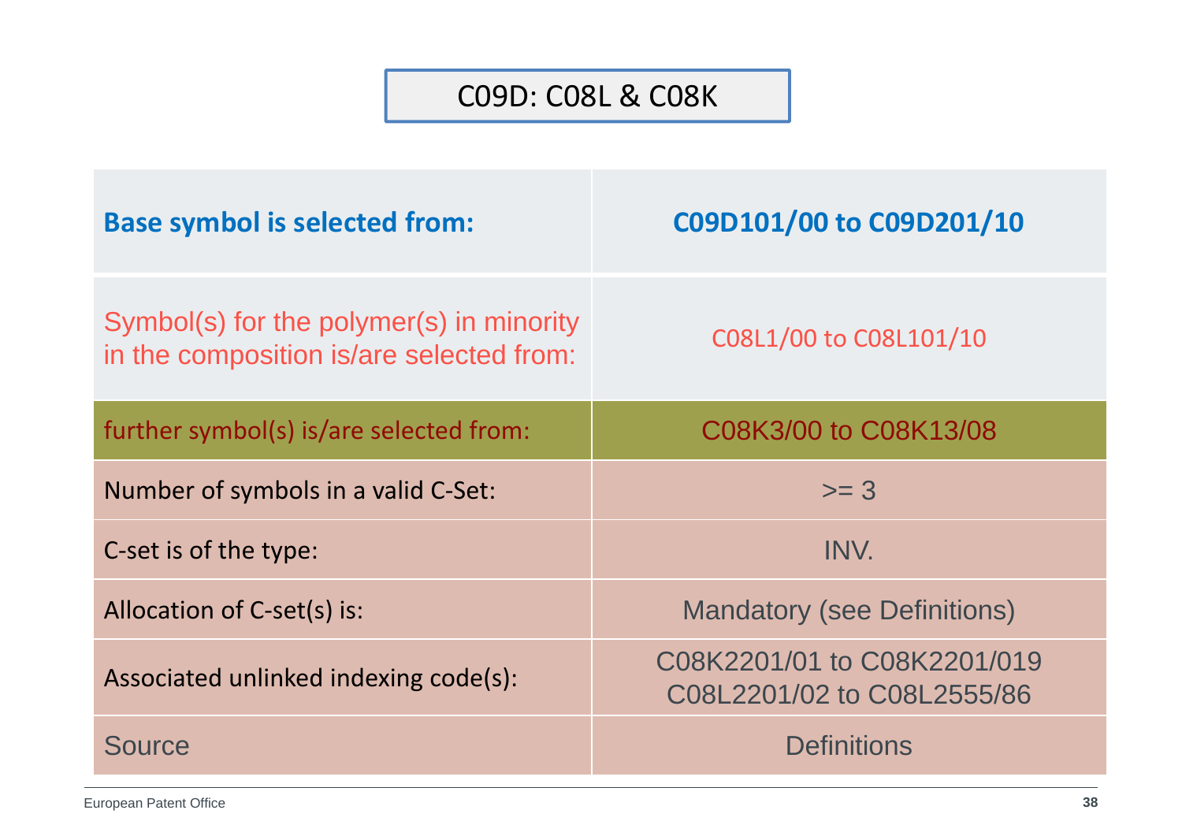# C09D: C08L & C08K

| Base symbol is selected from: | C09D101/00 to C09D201/10 |
|---|---|
| Symbol(s) for the polymer(s) in minority in the composition is/are selected from: | C08L1/00 to C08L101/10 |
| further symbol(s) is/are selected from: | C08K3/00 to C08K13/08 |
| Number of symbols in a valid C-Set: | >= 3 |
| C-set is of the type: | INV. |
| Allocation of C-set(s) is: | Mandatory (see Definitions) |
| Associated unlinked indexing code(s): | C08K2201/01 to C08K2201/019<br>C08L2201/02 to C08L2555/86 |
| Source | Definitions |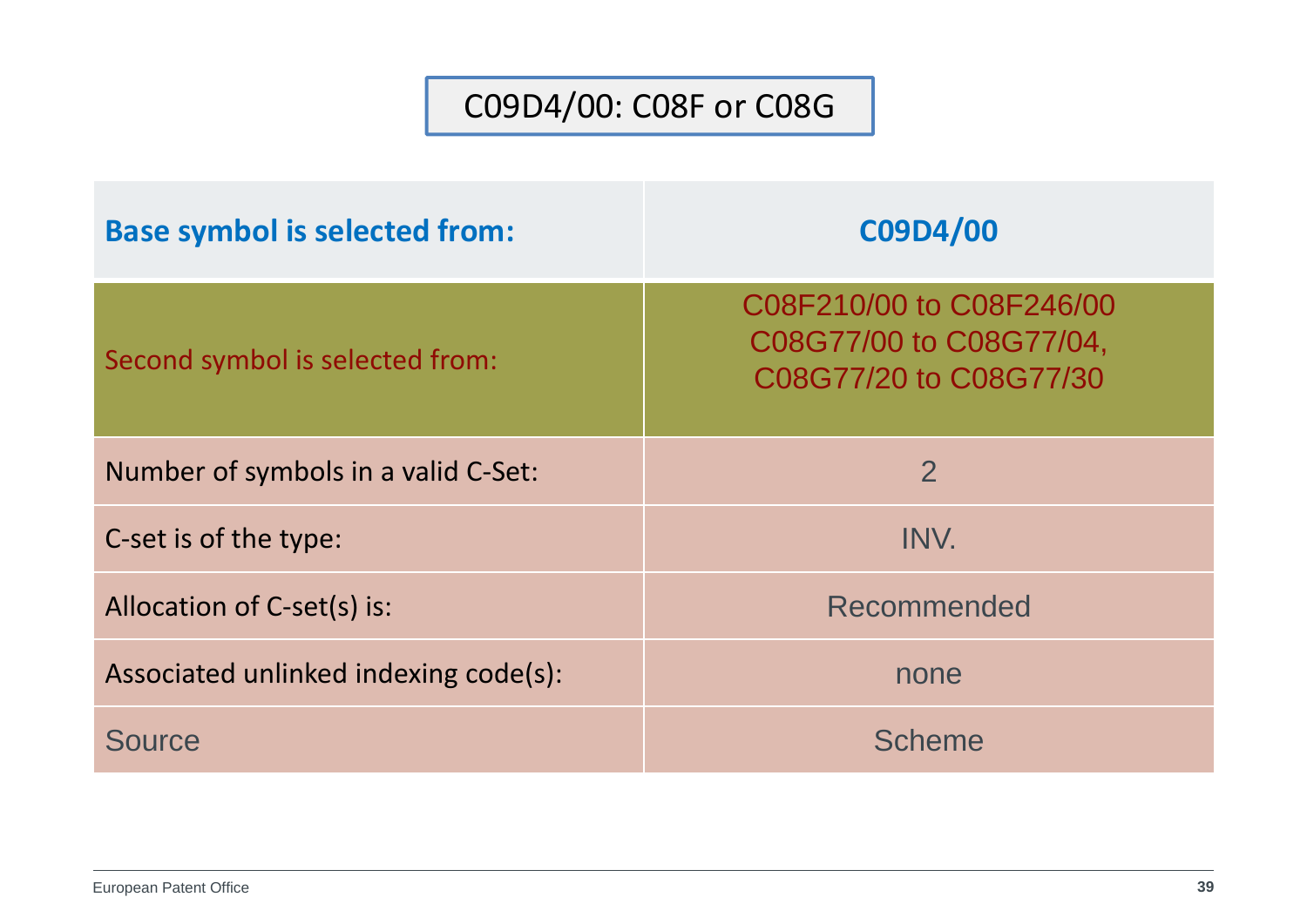# C09D4/00: C08F or C08G

| Base symbol is selected from: | C09D4/00 |
|---|---|
| Second symbol is selected from: | C08F210/00 to C08F246/00<br>C08G77/00 to C08G77/04,<br>C08G77/20 to C08G77/30 |
| Number of symbols in a valid C-Set: | 2 |
| C-set is of the type: | INV. |
| Allocation of C-set(s) is: | Recommended |
| Associated unlinked indexing code(s): | none |
| Source | Scheme |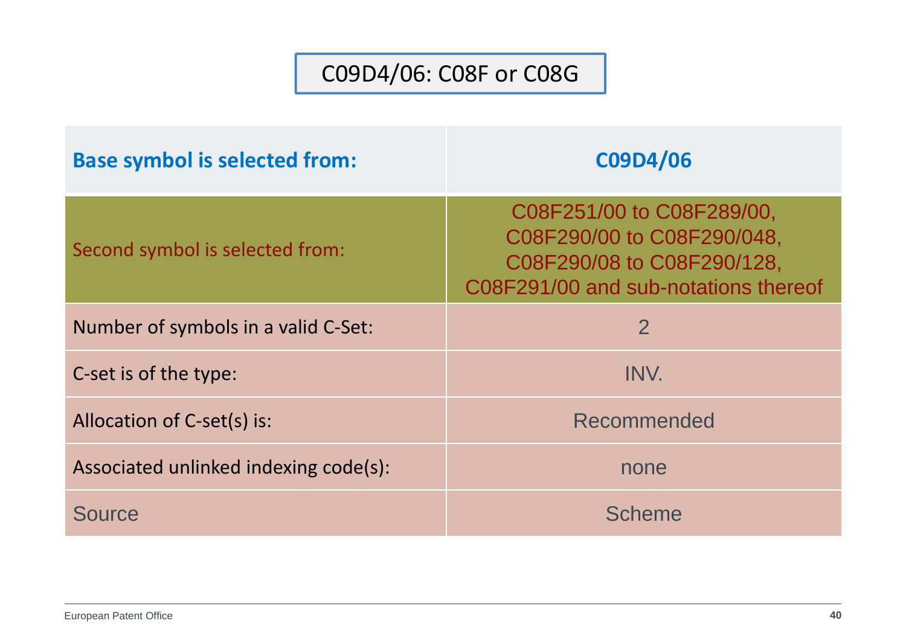# C09D4/06: C08F or C08G

| Base symbol is selected from: | C09D4/06 |
| --- | --- |
| Second symbol is selected from: | C08F251/00 to C08F289/00, C08F290/00 to C08F290/048, C08F290/08 to C08F290/128, C08F291/00 and sub-notations thereof |
| Number of symbols in a valid C-Set: | 2 |
| C-set is of the type: | INV. |
| Allocation of C-set(s) is: | Recommended |
| Associated unlinked indexing code(s): | none |
| Source | Scheme |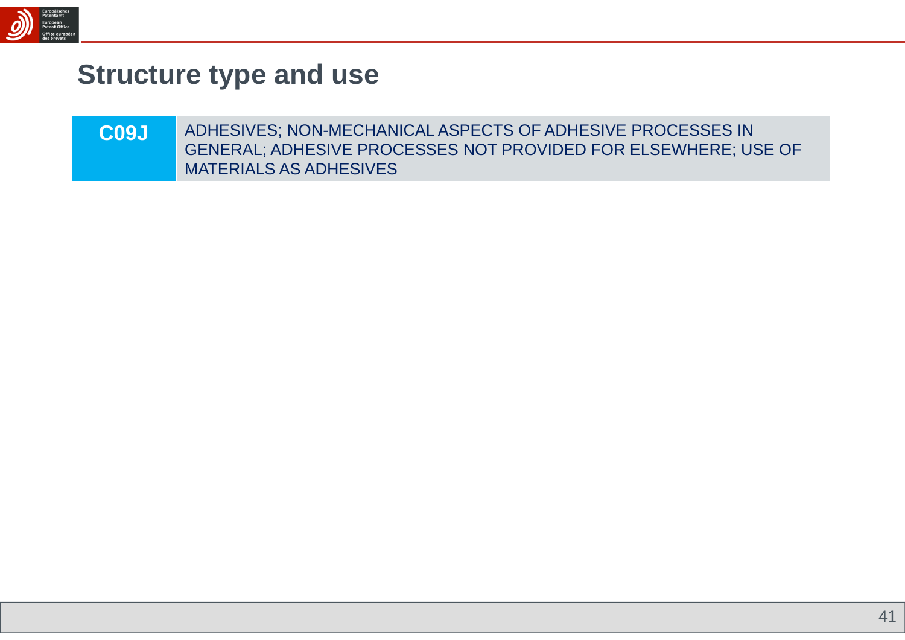## Structure type and use

| C09J | ADHESIVES; NON-MECHANICAL ASPECTS OF ADHESIVE PROCESSES IN GENERAL; ADHESIVE PROCESSES NOT PROVIDED FOR ELSEWHERE; USE OF MATERIALS AS ADHESIVES |
| --- | --- |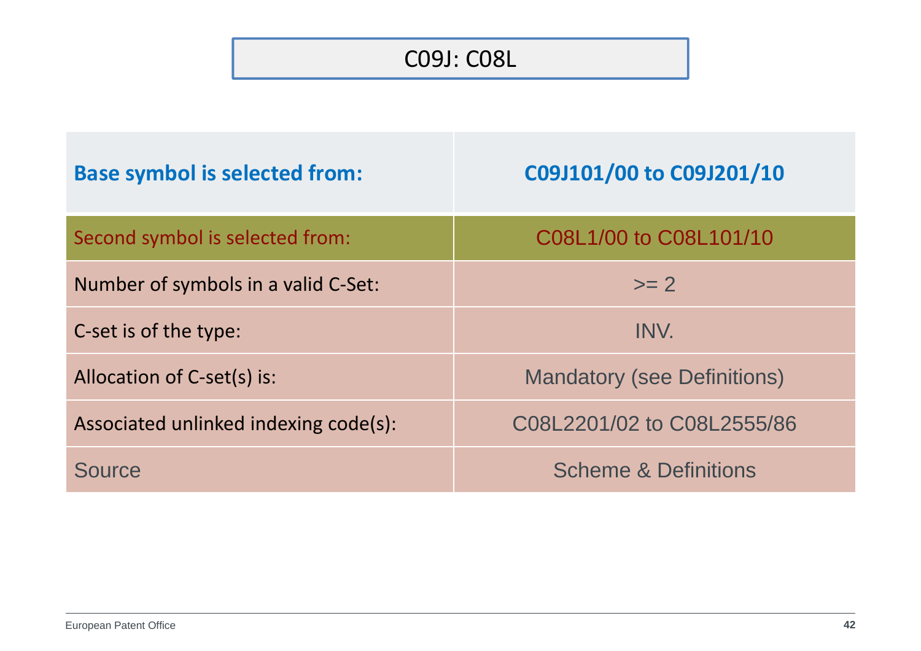# C09J: C08L

| Base symbol is selected from: | C09J101/00 to C09J201/10 |
|---|---|
| Second symbol is selected from: | C08L1/00 to C08L101/10 |
| Number of symbols in a valid C-Set: | >= 2 |
| C-set is of the type: | INV. |
| Allocation of C-set(s) is: | Mandatory (see Definitions) |
| Associated unlinked indexing code(s): | C08L2201/02 to C08L2555/86 |
| Source | Scheme & Definitions |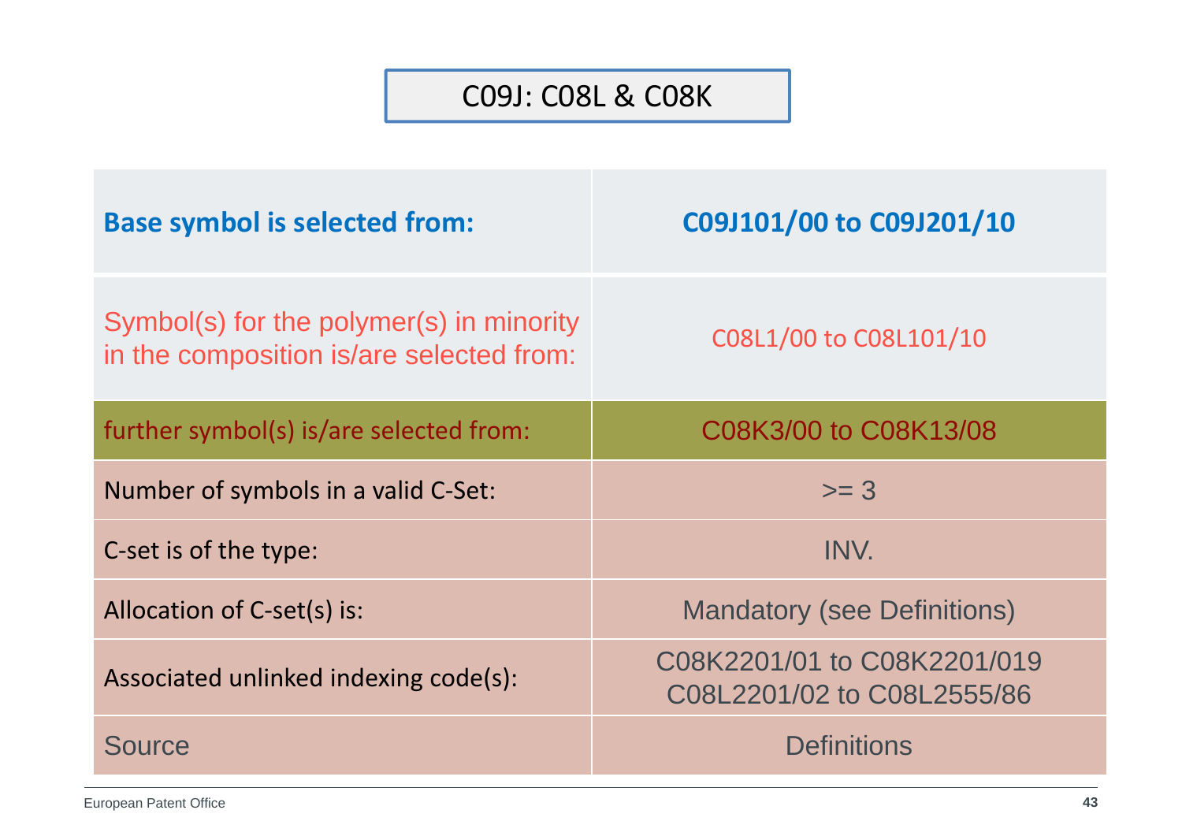## C09J: C08L & C08K

| Base symbol is selected from: | C09J101/00 to C09J201/10 |
|---|---|
| Symbol(s) for the polymer(s) in minority in the composition is/are selected from: | C08L1/00 to C08L101/10 |
| further symbol(s) is/are selected from: | C08K3/00 to C08K13/08 |
| Number of symbols in a valid C-Set: | >= 3 |
| C-set is of the type: | INV. |
| Allocation of C-set(s) is: | Mandatory (see Definitions) |
| Associated unlinked indexing code(s): | C08K2201/01 to C08K2201/019<br>C08L2201/02 to C08L2555/86 |
| Source | Definitions |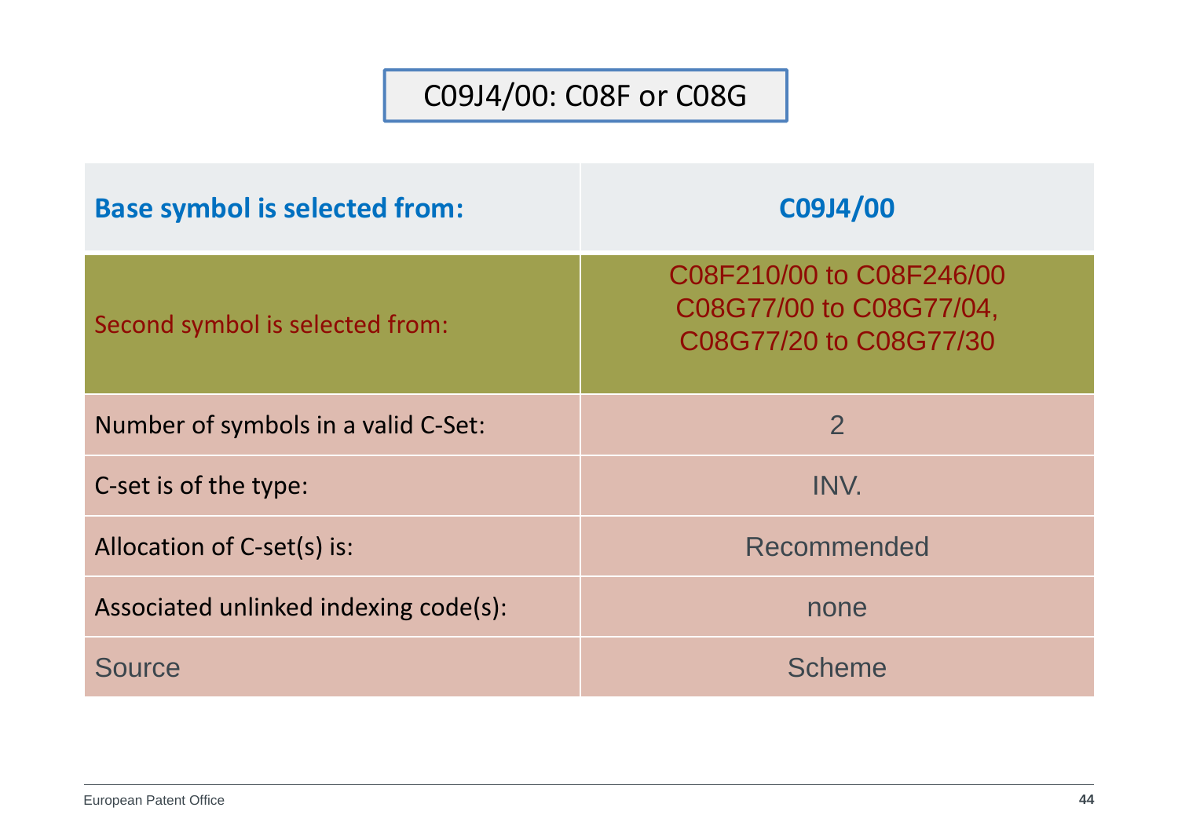# C09J4/00: C08F or C08G

| Base symbol is selected from: | C09J4/00 |
|---|---|
| Second symbol is selected from: | C08F210/00 to C08F246/00<br>C08G77/00 to C08G77/04,<br>C08G77/20 to C08G77/30 |
| Number of symbols in a valid C-Set: | 2 |
| C-set is of the type: | INV. |
| Allocation of C-set(s) is: | Recommended |
| Associated unlinked indexing code(s): | none |
| Source | Scheme |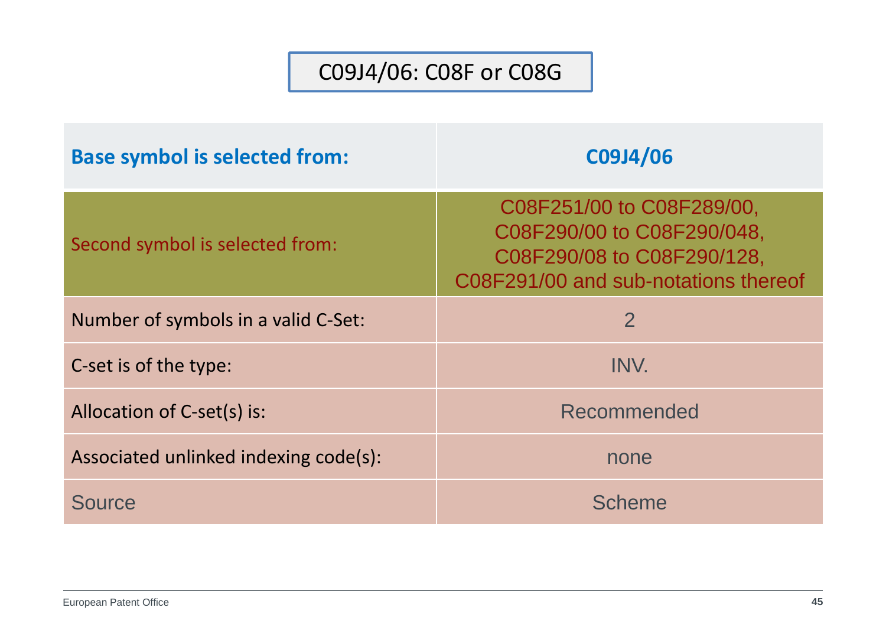# C09J4/06: C08F or C08G

| Base symbol is selected from: | C09J4/06 |
|---|---|
| Second symbol is selected from: | C08F251/00 to C08F289/00, C08F290/00 to C08F290/048, C08F290/08 to C08F290/128, C08F291/00 and sub-notations thereof |
| Number of symbols in a valid C-Set: | 2 |
| C-set is of the type: | INV. |
| Allocation of C-set(s) is: | Recommended |
| Associated unlinked indexing code(s): | none |
| Source | Scheme |